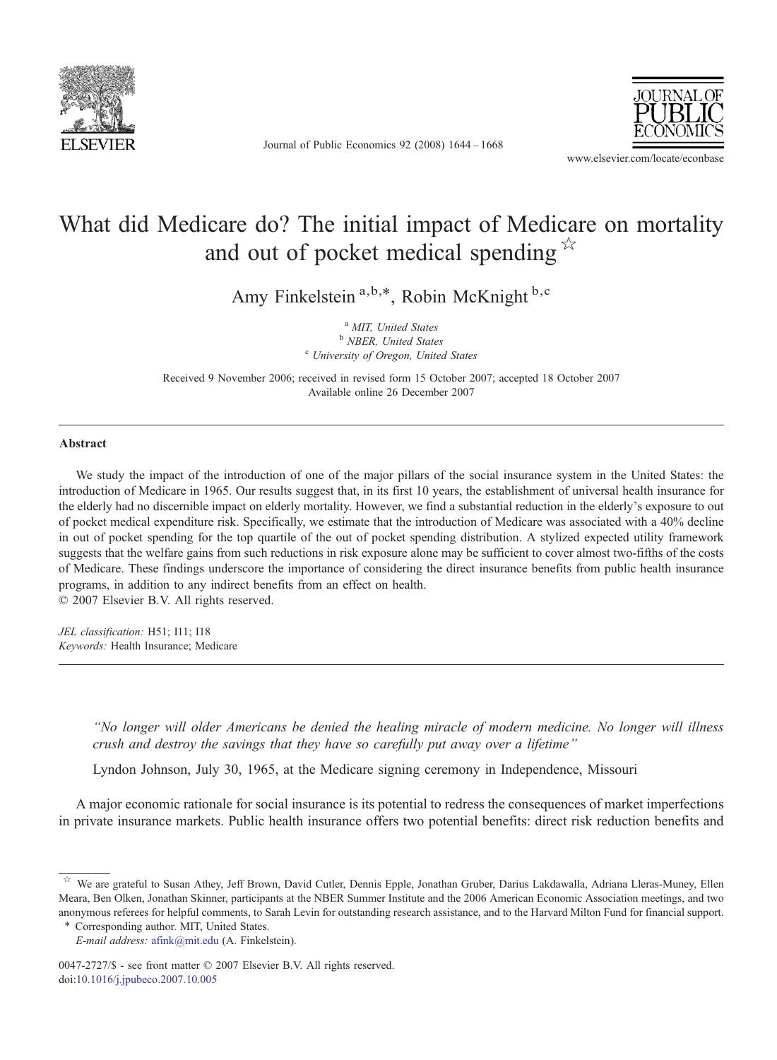# What did Medicare do? The initial impact of Medicare on mortality and out of pocket medical spending ☆

Amy Finkelstein [a,b,*], Robin McKnight [b,c]

[a] *MIT, United States*
[b] *NBER, United States*
[c] *University of Oregon, United States*

Received 9 November 2006; received in revised form 15 October 2007; accepted 18 October 2007
Available online 26 December 2007

## Abstract

We study the impact of the introduction of one of the major pillars of the social insurance system in the United States: the introduction of Medicare in 1965. Our results suggest that, in its first 10 years, the establishment of universal health insurance for the elderly had no discernible impact on elderly mortality. However, we find a substantial reduction in the elderly's exposure to out of pocket medical expenditure risk. Specifically, we estimate that the introduction of Medicare was associated with a 40% decline in out of pocket spending for the top quartile of the out of pocket spending distribution. A stylized expected utility framework suggests that the welfare gains from such reductions in risk exposure alone may be sufficient to cover almost two-fifths of the costs of Medicare. These findings underscore the importance of considering the direct insurance benefits from public health insurance programs, in addition to any indirect benefits from an effect on health.
© 2007 Elsevier B.V. All rights reserved.

*JEL classification:* H51; I11; I18
*Keywords:* Health Insurance; Medicare

> *"No longer will older Americans be denied the healing miracle of modern medicine. No longer will illness crush and destroy the savings that they have so carefully put away over a lifetime"*
>
> Lyndon Johnson, July 30, 1965, at the Medicare signing ceremony in Independence, Missouri

A major economic rationale for social insurance is its potential to redress the consequences of market imperfections in private insurance markets. Public health insurance offers two potential benefits: direct risk reduction benefits and

---

☆ We are grateful to Susan Athey, Jeff Brown, David Cutler, Dennis Epple, Jonathan Gruber, Darius Lakdawalla, Adriana Lleras-Muney, Ellen Meara, Ben Olken, Jonathan Skinner, participants at the NBER Summer Institute and the 2006 American Economic Association meetings, and two anonymous referees for helpful comments, to Sarah Levin for outstanding research assistance, and to the Harvard Milton Fund for financial support.

\* Corresponding author. MIT, United States.
*E-mail address:* afink@mit.edu (A. Finkelstein).

0047-2727/$ - see front matter © 2007 Elsevier B.V. All rights reserved.
doi:10.1016/j.jpubeco.2007.10.005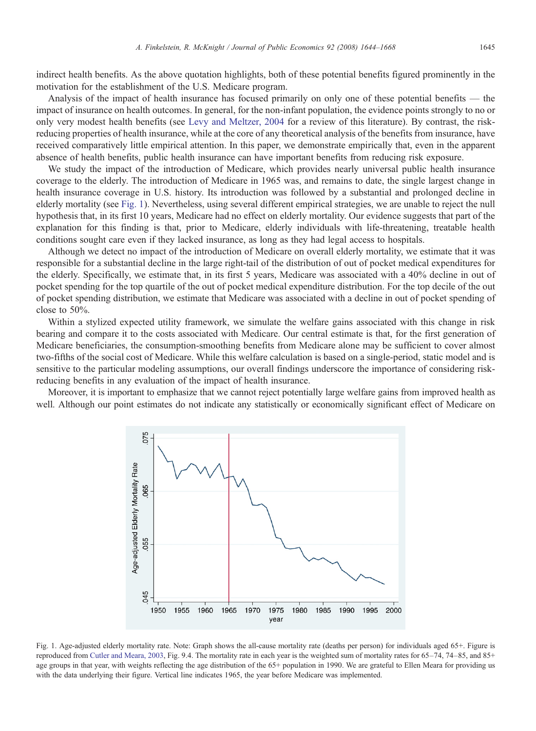indirect health benefits. As the above quotation highlights, both of these potential benefits figured prominently in the motivation for the establishment of the U.S. Medicare program.

Analysis of the impact of health insurance has focused primarily on only one of these potential benefits — the impact of insurance on health outcomes. In general, for the non-infant population, the evidence points strongly to no or only very modest health benefits (see Levy and Meltzer, 2004 for a review of this literature). By contrast, the risk-reducing properties of health insurance, while at the core of any theoretical analysis of the benefits from insurance, have received comparatively little empirical attention. In this paper, we demonstrate empirically that, even in the apparent absence of health benefits, public health insurance can have important benefits from reducing risk exposure.

We study the impact of the introduction of Medicare, which provides nearly universal public health insurance coverage to the elderly. The introduction of Medicare in 1965 was, and remains to date, the single largest change in health insurance coverage in U.S. history. Its introduction was followed by a substantial and prolonged decline in elderly mortality (see Fig. 1). Nevertheless, using several different empirical strategies, we are unable to reject the null hypothesis that, in its first 10 years, Medicare had no effect on elderly mortality. Our evidence suggests that part of the explanation for this finding is that, prior to Medicare, elderly individuals with life-threatening, treatable health conditions sought care even if they lacked insurance, as long as they had legal access to hospitals.

Although we detect no impact of the introduction of Medicare on overall elderly mortality, we estimate that it was responsible for a substantial decline in the large right-tail of the distribution of out of pocket medical expenditures for the elderly. Specifically, we estimate that, in its first 5 years, Medicare was associated with a 40% decline in out of pocket spending for the top quartile of the out of pocket medical expenditure distribution. For the top decile of the out of pocket spending distribution, we estimate that Medicare was associated with a decline in out of pocket spending of close to 50%.

Within a stylized expected utility framework, we simulate the welfare gains associated with this change in risk bearing and compare it to the costs associated with Medicare. Our central estimate is that, for the first generation of Medicare beneficiaries, the consumption-smoothing benefits from Medicare alone may be sufficient to cover almost two-fifths of the social cost of Medicare. While this welfare calculation is based on a single-period, static model and is sensitive to the particular modeling assumptions, our overall findings underscore the importance of considering risk-reducing benefits in any evaluation of the impact of health insurance.

Moreover, it is important to emphasize that we cannot reject potentially large welfare gains from improved health as well. Although our point estimates do not indicate any statistically or economically significant effect of Medicare on

Fig. 1. Age-adjusted elderly mortality rate. Note: Graph shows the all-cause mortality rate (deaths per person) for individuals aged 65+. Figure is reproduced from Cutler and Meara, 2003, Fig. 9.4. The mortality rate in each year is the weighted sum of mortality rates for 65–74, 74–85, and 85+ age groups in that year, with weights reflecting the age distribution of the 65+ population in 1990. We are grateful to Ellen Meara for providing us with the data underlying their figure. Vertical line indicates 1965, the year before Medicare was implemented.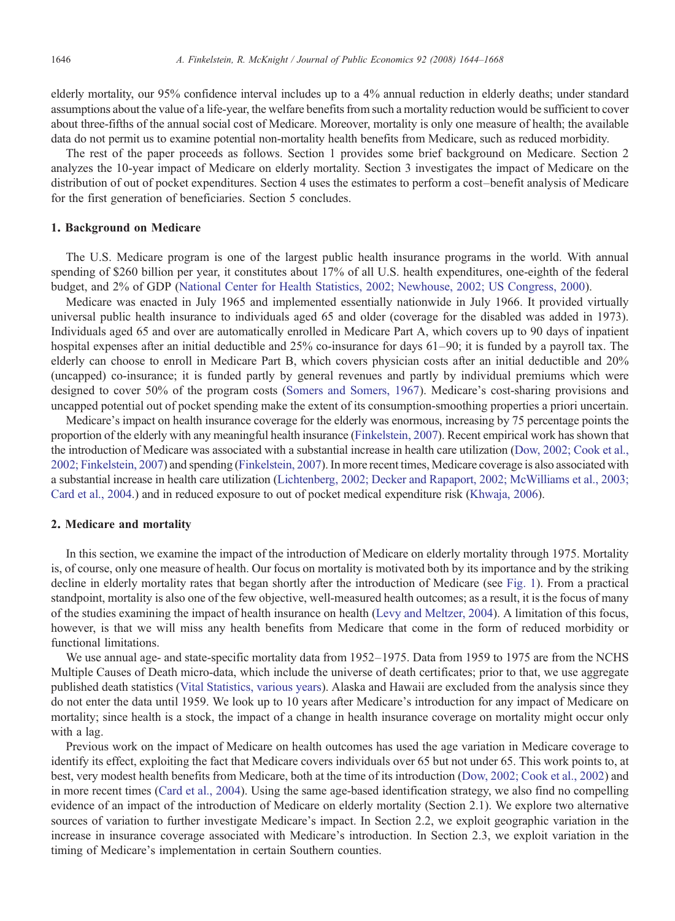elderly mortality, our 95% confidence interval includes up to a 4% annual reduction in elderly deaths; under standard assumptions about the value of a life-year, the welfare benefits from such a mortality reduction would be sufficient to cover about three-fifths of the annual social cost of Medicare. Moreover, mortality is only one measure of health; the available data do not permit us to examine potential non-mortality health benefits from Medicare, such as reduced morbidity.

The rest of the paper proceeds as follows. Section 1 provides some brief background on Medicare. Section 2 analyzes the 10-year impact of Medicare on elderly mortality. Section 3 investigates the impact of Medicare on the distribution of out of pocket expenditures. Section 4 uses the estimates to perform a cost–benefit analysis of Medicare for the first generation of beneficiaries. Section 5 concludes.

## 1. Background on Medicare

The U.S. Medicare program is one of the largest public health insurance programs in the world. With annual spending of $260 billion per year, it constitutes about 17% of all U.S. health expenditures, one-eighth of the federal budget, and 2% of GDP (National Center for Health Statistics, 2002; Newhouse, 2002; US Congress, 2000).

Medicare was enacted in July 1965 and implemented essentially nationwide in July 1966. It provided virtually universal public health insurance to individuals aged 65 and older (coverage for the disabled was added in 1973). Individuals aged 65 and over are automatically enrolled in Medicare Part A, which covers up to 90 days of inpatient hospital expenses after an initial deductible and 25% co-insurance for days 61–90; it is funded by a payroll tax. The elderly can choose to enroll in Medicare Part B, which covers physician costs after an initial deductible and 20% (uncapped) co-insurance; it is funded partly by general revenues and partly by individual premiums which were designed to cover 50% of the program costs (Somers and Somers, 1967). Medicare's cost-sharing provisions and uncapped potential out of pocket spending make the extent of its consumption-smoothing properties a priori uncertain.

Medicare's impact on health insurance coverage for the elderly was enormous, increasing by 75 percentage points the proportion of the elderly with any meaningful health insurance (Finkelstein, 2007). Recent empirical work has shown that the introduction of Medicare was associated with a substantial increase in health care utilization (Dow, 2002; Cook et al., 2002; Finkelstein, 2007) and spending (Finkelstein, 2007). In more recent times, Medicare coverage is also associated with a substantial increase in health care utilization (Lichtenberg, 2002; Decker and Rapaport, 2002; McWilliams et al., 2003; Card et al., 2004.) and in reduced exposure to out of pocket medical expenditure risk (Khwaja, 2006).

## 2. Medicare and mortality

In this section, we examine the impact of the introduction of Medicare on elderly mortality through 1975. Mortality is, of course, only one measure of health. Our focus on mortality is motivated both by its importance and by the striking decline in elderly mortality rates that began shortly after the introduction of Medicare (see Fig. 1). From a practical standpoint, mortality is also one of the few objective, well-measured health outcomes; as a result, it is the focus of many of the studies examining the impact of health insurance on health (Levy and Meltzer, 2004). A limitation of this focus, however, is that we will miss any health benefits from Medicare that come in the form of reduced morbidity or functional limitations.

We use annual age- and state-specific mortality data from 1952–1975. Data from 1959 to 1975 are from the NCHS Multiple Causes of Death micro-data, which include the universe of death certificates; prior to that, we use aggregate published death statistics (Vital Statistics, various years). Alaska and Hawaii are excluded from the analysis since they do not enter the data until 1959. We look up to 10 years after Medicare's introduction for any impact of Medicare on mortality; since health is a stock, the impact of a change in health insurance coverage on mortality might occur only with a lag.

Previous work on the impact of Medicare on health outcomes has used the age variation in Medicare coverage to identify its effect, exploiting the fact that Medicare covers individuals over 65 but not under 65. This work points to, at best, very modest health benefits from Medicare, both at the time of its introduction (Dow, 2002; Cook et al., 2002) and in more recent times (Card et al., 2004). Using the same age-based identification strategy, we also find no compelling evidence of an impact of the introduction of Medicare on elderly mortality (Section 2.1). We explore two alternative sources of variation to further investigate Medicare's impact. In Section 2.2, we exploit geographic variation in the increase in insurance coverage associated with Medicare's introduction. In Section 2.3, we exploit variation in the timing of Medicare's implementation in certain Southern counties.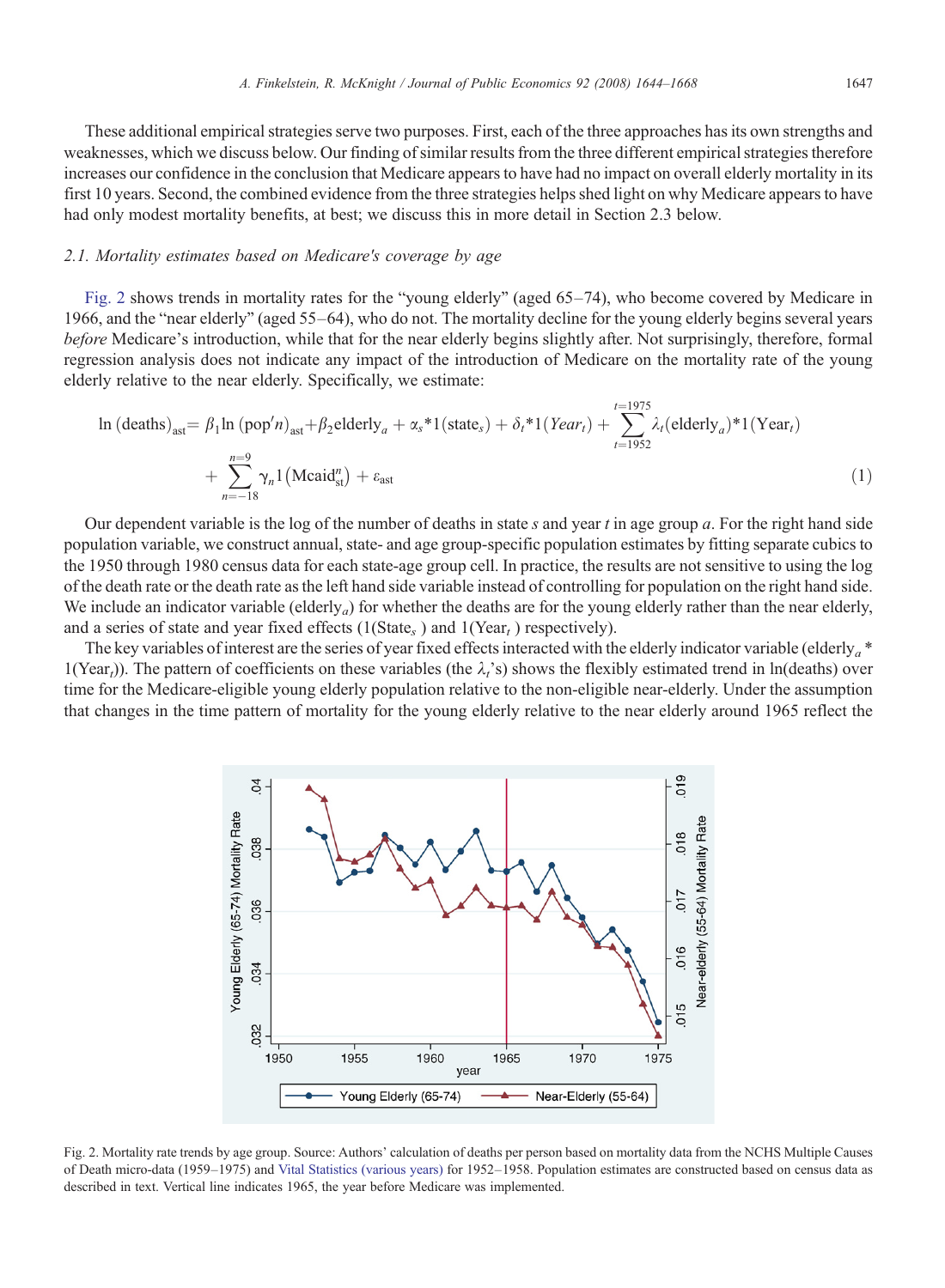These additional empirical strategies serve two purposes. First, each of the three approaches has its own strengths and weaknesses, which we discuss below. Our finding of similar results from the three different empirical strategies therefore increases our confidence in the conclusion that Medicare appears to have had no impact on overall elderly mortality in its first 10 years. Second, the combined evidence from the three strategies helps shed light on why Medicare appears to have had only modest mortality benefits, at best; we discuss this in more detail in Section 2.3 below.

### *2.1. Mortality estimates based on Medicare's coverage by age*

Fig. 2 shows trends in mortality rates for the "young elderly" (aged 65–74), who become covered by Medicare in 1966, and the "near elderly" (aged 55–64), who do not. The mortality decline for the young elderly begins several years *before* Medicare's introduction, while that for the near elderly begins slightly after. Not surprisingly, therefore, formal regression analysis does not indicate any impact of the introduction of Medicare on the mortality rate of the young elderly relative to the near elderly. Specifically, we estimate:

$$\ln(\text{deaths})_{\text{ast}} = \beta_1 \ln(\text{pop}'n)_{\text{ast}} + \beta_2 \text{elderly}_a + \alpha_s {*} 1(\text{state}_s) + \delta_t {*} 1(Year_t) + \sum_{t=1952}^{t=1975} \lambda_t(\text{elderly}_a){*}1(\text{Year}_t) + \sum_{n=-18}^{n=9} \gamma_n 1(\text{Mcaid}_{\text{st}}^n) + \varepsilon_{\text{ast}} \tag{1}$$

Our dependent variable is the log of the number of deaths in state $s$ and year $t$ in age group $a$. For the right hand side population variable, we construct annual, state- and age group-specific population estimates by fitting separate cubics to the 1950 through 1980 census data for each state-age group cell. In practice, the results are not sensitive to using the log of the death rate or the death rate as the left hand side variable instead of controlling for population on the right hand side. We include an indicator variable ($\text{elderly}_a$) for whether the deaths are for the young elderly rather than the near elderly, and a series of state and year fixed effects ($1(\text{State}_s)$ and $1(\text{Year}_t)$ respectively).

The key variables of interest are the series of year fixed effects interacted with the elderly indicator variable ($\text{elderly}_a$ * $1(\text{Year}_t)$). The pattern of coefficients on these variables (the $\lambda_t$'s) shows the flexibly estimated trend in ln(deaths) over time for the Medicare-eligible young elderly population relative to the non-eligible near-elderly. Under the assumption that changes in the time pattern of mortality for the young elderly relative to the near elderly around 1965 reflect the

Fig. 2. Mortality rate trends by age group. Source: Authors' calculation of deaths per person based on mortality data from the NCHS Multiple Causes of Death micro-data (1959–1975) and Vital Statistics (various years) for 1952–1958. Population estimates are constructed based on census data as described in text. Vertical line indicates 1965, the year before Medicare was implemented.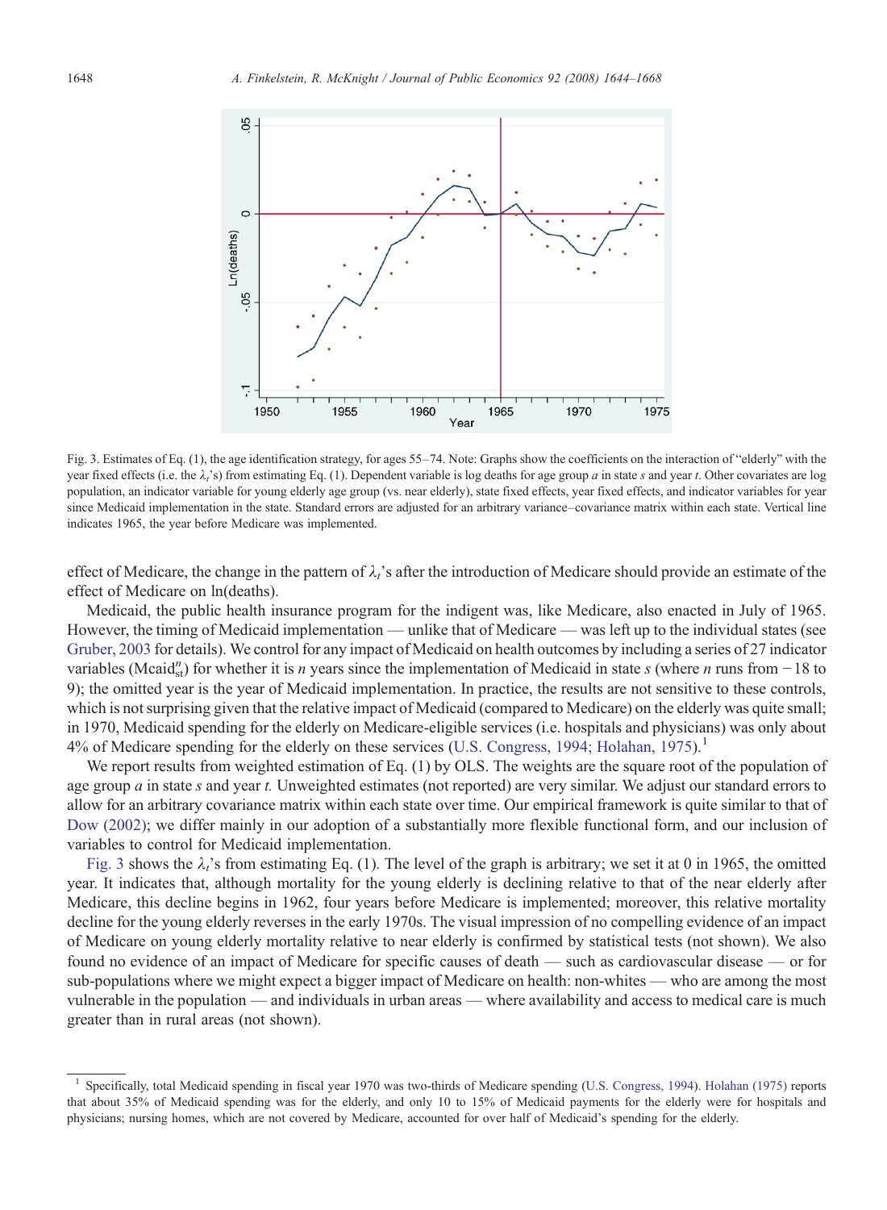Fig. 3. Estimates of Eq. (1), the age identification strategy, for ages 55–74. Note: Graphs show the coefficients on the interaction of "elderly" with the year fixed effects (i.e. the $\lambda_t$'s) from estimating Eq. (1). Dependent variable is log deaths for age group $a$ in state $s$ and year $t$. Other covariates are log population, an indicator variable for young elderly age group (vs. near elderly), state fixed effects, year fixed effects, and indicator variables for year since Medicaid implementation in the state. Standard errors are adjusted for an arbitrary variance–covariance matrix within each state. Vertical line indicates 1965, the year before Medicare was implemented.

effect of Medicare, the change in the pattern of $\lambda_t$'s after the introduction of Medicare should provide an estimate of the effect of Medicare on ln(deaths).

Medicaid, the public health insurance program for the indigent was, like Medicare, also enacted in July of 1965. However, the timing of Medicaid implementation — unlike that of Medicare — was left up to the individual states (see Gruber, 2003 for details). We control for any impact of Medicaid on health outcomes by including a series of 27 indicator variables ($\text{Mcaid}_{st}^{n}$) for whether it is $n$ years since the implementation of Medicaid in state $s$ (where $n$ runs from −18 to 9); the omitted year is the year of Medicaid implementation. In practice, the results are not sensitive to these controls, which is not surprising given that the relative impact of Medicaid (compared to Medicare) on the elderly was quite small; in 1970, Medicaid spending for the elderly on Medicare-eligible services (i.e. hospitals and physicians) was only about 4% of Medicare spending for the elderly on these services (U.S. Congress, 1994; Holahan, 1975).[1]

We report results from weighted estimation of Eq. (1) by OLS. The weights are the square root of the population of age group $a$ in state $s$ and year $t$. Unweighted estimates (not reported) are very similar. We adjust our standard errors to allow for an arbitrary covariance matrix within each state over time. Our empirical framework is quite similar to that of Dow (2002); we differ mainly in our adoption of a substantially more flexible functional form, and our inclusion of variables to control for Medicaid implementation.

Fig. 3 shows the $\lambda_t$'s from estimating Eq. (1). The level of the graph is arbitrary; we set it at 0 in 1965, the omitted year. It indicates that, although mortality for the young elderly is declining relative to that of the near elderly after Medicare, this decline begins in 1962, four years before Medicare is implemented; moreover, this relative mortality decline for the young elderly reverses in the early 1970s. The visual impression of no compelling evidence of an impact of Medicare on young elderly mortality relative to near elderly is confirmed by statistical tests (not shown). We also found no evidence of an impact of Medicare for specific causes of death — such as cardiovascular disease — or for sub-populations where we might expect a bigger impact of Medicare on health: non-whites — who are among the most vulnerable in the population — and individuals in urban areas — where availability and access to medical care is much greater than in rural areas (not shown).

[1] Specifically, total Medicaid spending in fiscal year 1970 was two-thirds of Medicare spending (U.S. Congress, 1994). Holahan (1975) reports that about 35% of Medicaid spending was for the elderly, and only 10 to 15% of Medicaid payments for the elderly were for hospitals and physicians; nursing homes, which are not covered by Medicare, accounted for over half of Medicaid's spending for the elderly.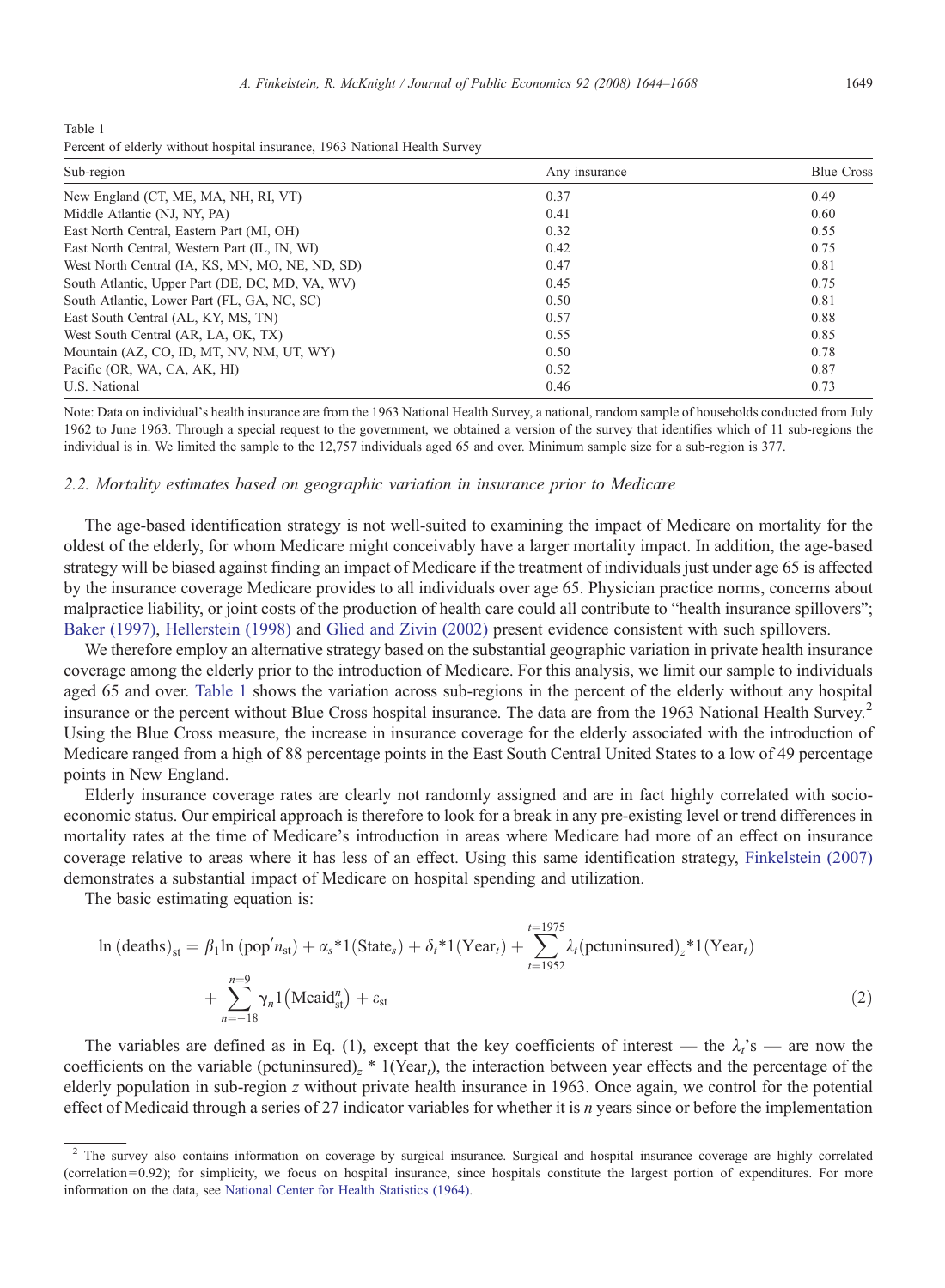Table 1
Percent of elderly without hospital insurance, 1963 National Health Survey

| Sub-region | Any insurance | Blue Cross |
|---|---|---|
| New England (CT, ME, MA, NH, RI, VT) | 0.37 | 0.49 |
| Middle Atlantic (NJ, NY, PA) | 0.41 | 0.60 |
| East North Central, Eastern Part (MI, OH) | 0.32 | 0.55 |
| East North Central, Western Part (IL, IN, WI) | 0.42 | 0.75 |
| West North Central (IA, KS, MN, MO, NE, ND, SD) | 0.47 | 0.81 |
| South Atlantic, Upper Part (DE, DC, MD, VA, WV) | 0.45 | 0.75 |
| South Atlantic, Lower Part (FL, GA, NC, SC) | 0.50 | 0.81 |
| East South Central (AL, KY, MS, TN) | 0.57 | 0.88 |
| West South Central (AR, LA, OK, TX) | 0.55 | 0.85 |
| Mountain (AZ, CO, ID, MT, NV, NM, UT, WY) | 0.50 | 0.78 |
| Pacific (OR, WA, CA, AK, HI) | 0.52 | 0.87 |
| U.S. National | 0.46 | 0.73 |

Note: Data on individual's health insurance are from the 1963 National Health Survey, a national, random sample of households conducted from July 1962 to June 1963. Through a special request to the government, we obtained a version of the survey that identifies which of 11 sub-regions the individual is in. We limited the sample to the 12,757 individuals aged 65 and over. Minimum sample size for a sub-region is 377.

### 2.2. Mortality estimates based on geographic variation in insurance prior to Medicare

The age-based identification strategy is not well-suited to examining the impact of Medicare on mortality for the oldest of the elderly, for whom Medicare might conceivably have a larger mortality impact. In addition, the age-based strategy will be biased against finding an impact of Medicare if the treatment of individuals just under age 65 is affected by the insurance coverage Medicare provides to all individuals over age 65. Physician practice norms, concerns about malpractice liability, or joint costs of the production of health care could all contribute to "health insurance spillovers"; Baker (1997), Hellerstein (1998) and Glied and Zivin (2002) present evidence consistent with such spillovers.

We therefore employ an alternative strategy based on the substantial geographic variation in private health insurance coverage among the elderly prior to the introduction of Medicare. For this analysis, we limit our sample to individuals aged 65 and over. Table 1 shows the variation across sub-regions in the percent of the elderly without any hospital insurance or the percent without Blue Cross hospital insurance. The data are from the 1963 National Health Survey.[2] Using the Blue Cross measure, the increase in insurance coverage for the elderly associated with the introduction of Medicare ranged from a high of 88 percentage points in the East South Central United States to a low of 49 percentage points in New England.

Elderly insurance coverage rates are clearly not randomly assigned and are in fact highly correlated with socio-economic status. Our empirical approach is therefore to look for a break in any pre-existing level or trend differences in mortality rates at the time of Medicare's introduction in areas where Medicare had more of an effect on insurance coverage relative to areas where it has less of an effect. Using this same identification strategy, Finkelstein (2007) demonstrates a substantial impact of Medicare on hospital spending and utilization.

The basic estimating equation is:

$$\ln(\text{deaths})_{st} = \beta_1 \ln(\text{pop}'n_{st}) + \alpha_s{*}1(\text{State}_s) + \delta_t{*}1(\text{Year}_t) + \sum_{t=1952}^{t=1975} \lambda_t(\text{pctuninsured})_z{*}1(\text{Year}_t) + \sum_{n=-18}^{n=9} \gamma_n 1(\text{Mcaid}^n_{st}) + \varepsilon_{st} \tag{2}$$

The variables are defined as in Eq. (1), except that the key coefficients of interest — the $\lambda_t$'s — are now the coefficients on the variable $(\text{pctuninsured})_z * 1(\text{Year}_t)$, the interaction between year effects and the percentage of the elderly population in sub-region $z$ without private health insurance in 1963. Once again, we control for the potential effect of Medicaid through a series of 27 indicator variables for whether it is $n$ years since or before the implementation

[2] The survey also contains information on coverage by surgical insurance. Surgical and hospital insurance coverage are highly correlated (correlation = 0.92); for simplicity, we focus on hospital insurance, since hospitals constitute the largest portion of expenditures. For more information on the data, see National Center for Health Statistics (1964).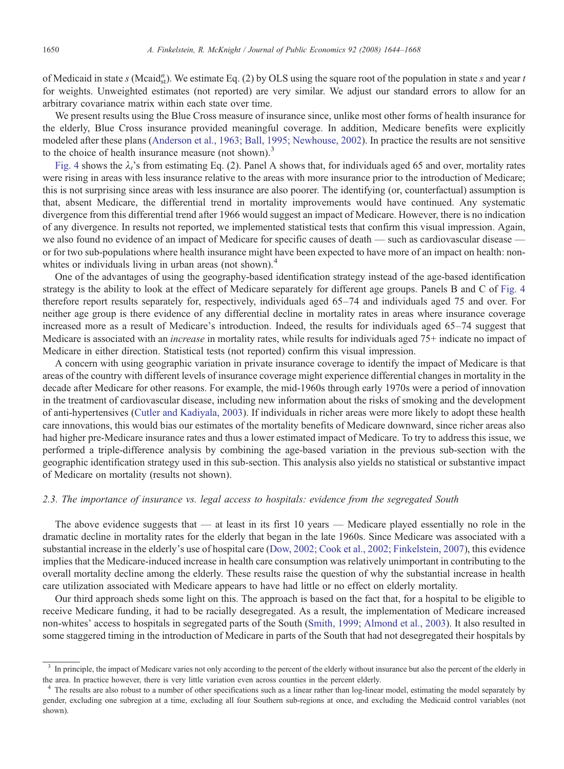of Medicaid in state $s$ ($\text{Mcaid}^{n}_{st}$). We estimate Eq. (2) by OLS using the square root of the population in state $s$ and year $t$ for weights. Unweighted estimates (not reported) are very similar. We adjust our standard errors to allow for an arbitrary covariance matrix within each state over time.

We present results using the Blue Cross measure of insurance since, unlike most other forms of health insurance for the elderly, Blue Cross insurance provided meaningful coverage. In addition, Medicare benefits were explicitly modeled after these plans (Anderson et al., 1963; Ball, 1995; Newhouse, 2002). In practice the results are not sensitive to the choice of health insurance measure (not shown).[3]

Fig. 4 shows the $\lambda_t$'s from estimating Eq. (2). Panel A shows that, for individuals aged 65 and over, mortality rates were rising in areas with less insurance relative to the areas with more insurance prior to the introduction of Medicare; this is not surprising since areas with less insurance are also poorer. The identifying (or, counterfactual) assumption is that, absent Medicare, the differential trend in mortality improvements would have continued. Any systematic divergence from this differential trend after 1966 would suggest an impact of Medicare. However, there is no indication of any divergence. In results not reported, we implemented statistical tests that confirm this visual impression. Again, we also found no evidence of an impact of Medicare for specific causes of death — such as cardiovascular disease — or for two sub-populations where health insurance might have been expected to have more of an impact on health: non-whites or individuals living in urban areas (not shown).[4]

One of the advantages of using the geography-based identification strategy instead of the age-based identification strategy is the ability to look at the effect of Medicare separately for different age groups. Panels B and C of Fig. 4 therefore report results separately for, respectively, individuals aged 65–74 and individuals aged 75 and over. For neither age group is there evidence of any differential decline in mortality rates in areas where insurance coverage increased more as a result of Medicare's introduction. Indeed, the results for individuals aged 65–74 suggest that Medicare is associated with an *increase* in mortality rates, while results for individuals aged 75+ indicate no impact of Medicare in either direction. Statistical tests (not reported) confirm this visual impression.

A concern with using geographic variation in private insurance coverage to identify the impact of Medicare is that areas of the country with different levels of insurance coverage might experience differential changes in mortality in the decade after Medicare for other reasons. For example, the mid-1960s through early 1970s were a period of innovation in the treatment of cardiovascular disease, including new information about the risks of smoking and the development of anti-hypertensives (Cutler and Kadiyala, 2003). If individuals in richer areas were more likely to adopt these health care innovations, this would bias our estimates of the mortality benefits of Medicare downward, since richer areas also had higher pre-Medicare insurance rates and thus a lower estimated impact of Medicare. To try to address this issue, we performed a triple-difference analysis by combining the age-based variation in the previous sub-section with the geographic identification strategy used in this sub-section. This analysis also yields no statistical or substantive impact of Medicare on mortality (results not shown).

### 2.3. The importance of insurance vs. legal access to hospitals: evidence from the segregated South

The above evidence suggests that — at least in its first 10 years — Medicare played essentially no role in the dramatic decline in mortality rates for the elderly that began in the late 1960s. Since Medicare was associated with a substantial increase in the elderly's use of hospital care (Dow, 2002; Cook et al., 2002; Finkelstein, 2007), this evidence implies that the Medicare-induced increase in health care consumption was relatively unimportant in contributing to the overall mortality decline among the elderly. These results raise the question of why the substantial increase in health care utilization associated with Medicare appears to have had little or no effect on elderly mortality.

Our third approach sheds some light on this. The approach is based on the fact that, for a hospital to be eligible to receive Medicare funding, it had to be racially desegregated. As a result, the implementation of Medicare increased non-whites' access to hospitals in segregated parts of the South (Smith, 1999; Almond et al., 2003). It also resulted in some staggered timing in the introduction of Medicare in parts of the South that had not desegregated their hospitals by

[3] In principle, the impact of Medicare varies not only according to the percent of the elderly without insurance but also the percent of the elderly in the area. In practice however, there is very little variation even across counties in the percent elderly.

[4] The results are also robust to a number of other specifications such as a linear rather than log-linear model, estimating the model separately by gender, excluding one subregion at a time, excluding all four Southern sub-regions at once, and excluding the Medicaid control variables (not shown).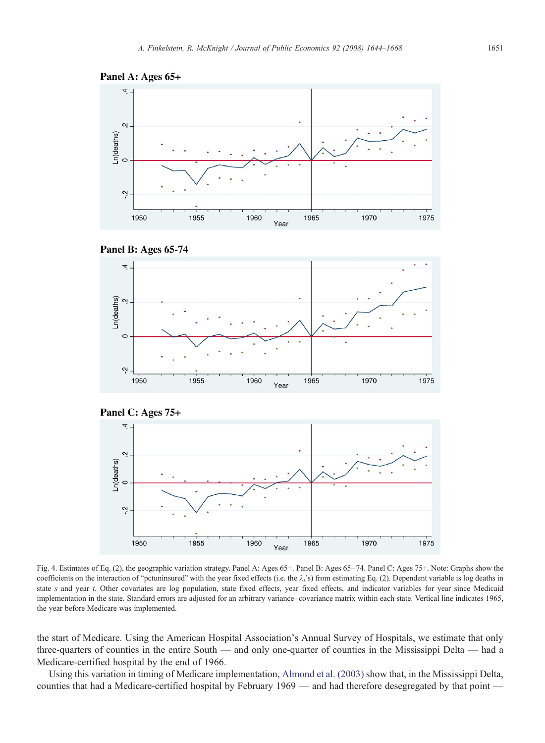Fig. 4. Estimates of Eq. (2), the geographic variation strategy. Panel A: Ages 65+. Panel B: Ages 65–74. Panel C: Ages 75+. Note: Graphs show the coefficients on the interaction of "pctuninsured" with the year fixed effects (i.e. the $\lambda_t$'s) from estimating Eq. (2). Dependent variable is log deaths in state $s$ and year $t$. Other covariates are log population, state fixed effects, year fixed effects, and indicator variables for year since Medicaid implementation in the state. Standard errors are adjusted for an arbitrary variance–covariance matrix within each state. Vertical line indicates 1965, the year before Medicare was implemented.

the start of Medicare. Using the American Hospital Association's Annual Survey of Hospitals, we estimate that only three-quarters of counties in the entire South — and only one-quarter of counties in the Mississippi Delta — had a Medicare-certified hospital by the end of 1966.

Using this variation in timing of Medicare implementation, Almond et al. (2003) show that, in the Mississippi Delta, counties that had a Medicare-certified hospital by February 1969 — and had therefore desegregated by that point —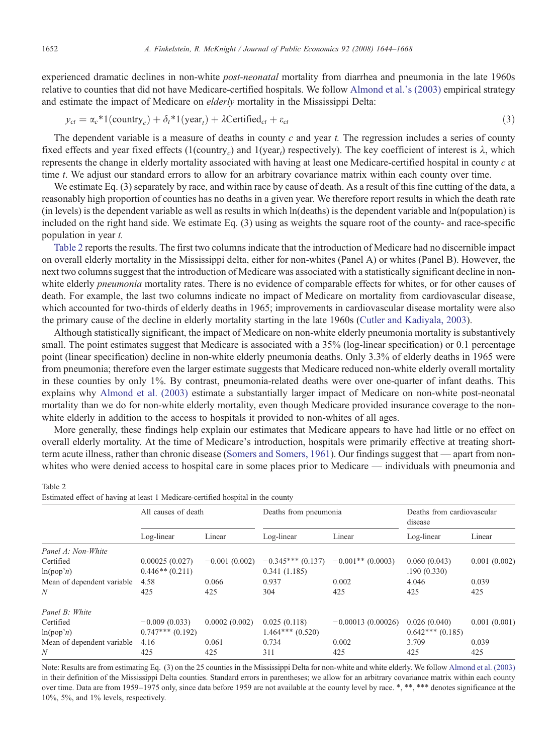experienced dramatic declines in non-white *post-neonatal* mortality from diarrhea and pneumonia in the late 1960s relative to counties that did not have Medicare-certified hospitals. We follow Almond et al.'s (2003) empirical strategy and estimate the impact of Medicare on *elderly* mortality in the Mississippi Delta:

$$y_{ct} = \alpha_c * 1(\text{country}_c) + \delta_t * 1(\text{year}_t) + \lambda \text{Certified}_{ct} + \varepsilon_{ct} \tag{3}$$

The dependent variable is a measure of deaths in county $c$ and year $t$. The regression includes a series of county fixed effects and year fixed effects ($1(\text{country}_c)$ and $1(\text{year}_t)$ respectively). The key coefficient of interest is $\lambda$, which represents the change in elderly mortality associated with having at least one Medicare-certified hospital in county $c$ at time $t$. We adjust our standard errors to allow for an arbitrary covariance matrix within each county over time.

We estimate Eq. (3) separately by race, and within race by cause of death. As a result of this fine cutting of the data, a reasonably high proportion of counties has no deaths in a given year. We therefore report results in which the death rate (in levels) is the dependent variable as well as results in which ln(deaths) is the dependent variable and ln(population) is included on the right hand side. We estimate Eq. (3) using as weights the square root of the county- and race-specific population in year $t$.

Table 2 reports the results. The first two columns indicate that the introduction of Medicare had no discernible impact on overall elderly mortality in the Mississippi delta, either for non-whites (Panel A) or whites (Panel B). However, the next two columns suggest that the introduction of Medicare was associated with a statistically significant decline in non-white elderly *pneumonia* mortality rates. There is no evidence of comparable effects for whites, or for other causes of death. For example, the last two columns indicate no impact of Medicare on mortality from cardiovascular disease, which accounted for two-thirds of elderly deaths in 1965; improvements in cardiovascular disease mortality were also the primary cause of the decline in elderly mortality starting in the late 1960s (Cutler and Kadiyala, 2003).

Although statistically significant, the impact of Medicare on non-white elderly pneumonia mortality is substantively small. The point estimates suggest that Medicare is associated with a 35% (log-linear specification) or 0.1 percentage point (linear specification) decline in non-white elderly pneumonia deaths. Only 3.3% of elderly deaths in 1965 were from pneumonia; therefore even the larger estimate suggests that Medicare reduced non-white elderly overall mortality in these counties by only 1%. By contrast, pneumonia-related deaths were over one-quarter of infant deaths. This explains why Almond et al. (2003) estimate a substantially larger impact of Medicare on non-white post-neonatal mortality than we do for non-white elderly mortality, even though Medicare provided insurance coverage to the non-white elderly in addition to the access to hospitals it provided to non-whites of all ages.

More generally, these findings help explain our estimates that Medicare appears to have had little or no effect on overall elderly mortality. At the time of Medicare's introduction, hospitals were primarily effective at treating short-term acute illness, rather than chronic disease (Somers and Somers, 1961). Our findings suggest that — apart from non-whites who were denied access to hospital care in some places prior to Medicare — individuals with pneumonia and

Table 2
Estimated effect of having at least 1 Medicare-certified hospital in the county

| | All causes of death | | Deaths from pneumonia | | Deaths from cardiovascular disease | |
|---|---|---|---|---|---|---|
| | Log-linear | Linear | Log-linear | Linear | Log-linear | Linear |
| *Panel A: Non-White* | | | | | | |
| Certified | 0.00025 (0.027) | −0.001 (0.002) | −0.345*** (0.137) | −0.001** (0.0003) | 0.060 (0.043) | 0.001 (0.002) |
| ln(pop'n) | 0.446** (0.211) | | 0.341 (1.185) | | .190 (0.330) | |
| Mean of dependent variable | 4.58 | 0.066 | 0.937 | 0.002 | 4.046 | 0.039 |
| *N* | 425 | 425 | 304 | 425 | 425 | 425 |
| *Panel B: White* | | | | | | |
| Certified | −0.009 (0.033) | 0.0002 (0.002) | 0.025 (0.118) | −0.00013 (0.00026) | 0.026 (0.040) | 0.001 (0.001) |
| ln(pop'n) | 0.747*** (0.192) | | 1.464*** (0.520) | | 0.642*** (0.185) | |
| Mean of dependent variable | 4.16 | 0.061 | 0.734 | 0.002 | 3.709 | 0.039 |
| *N* | 425 | 425 | 311 | 425 | 425 | 425 |

Note: Results are from estimating Eq. (3) on the 25 counties in the Mississippi Delta for non-white and white elderly. We follow Almond et al. (2003) in their definition of the Mississippi Delta counties. Standard errors in parentheses; we allow for an arbitrary covariance matrix within each county over time. Data are from 1959–1975 only, since data before 1959 are not available at the county level by race. *, **, *** denotes significance at the 10%, 5%, and 1% levels, respectively.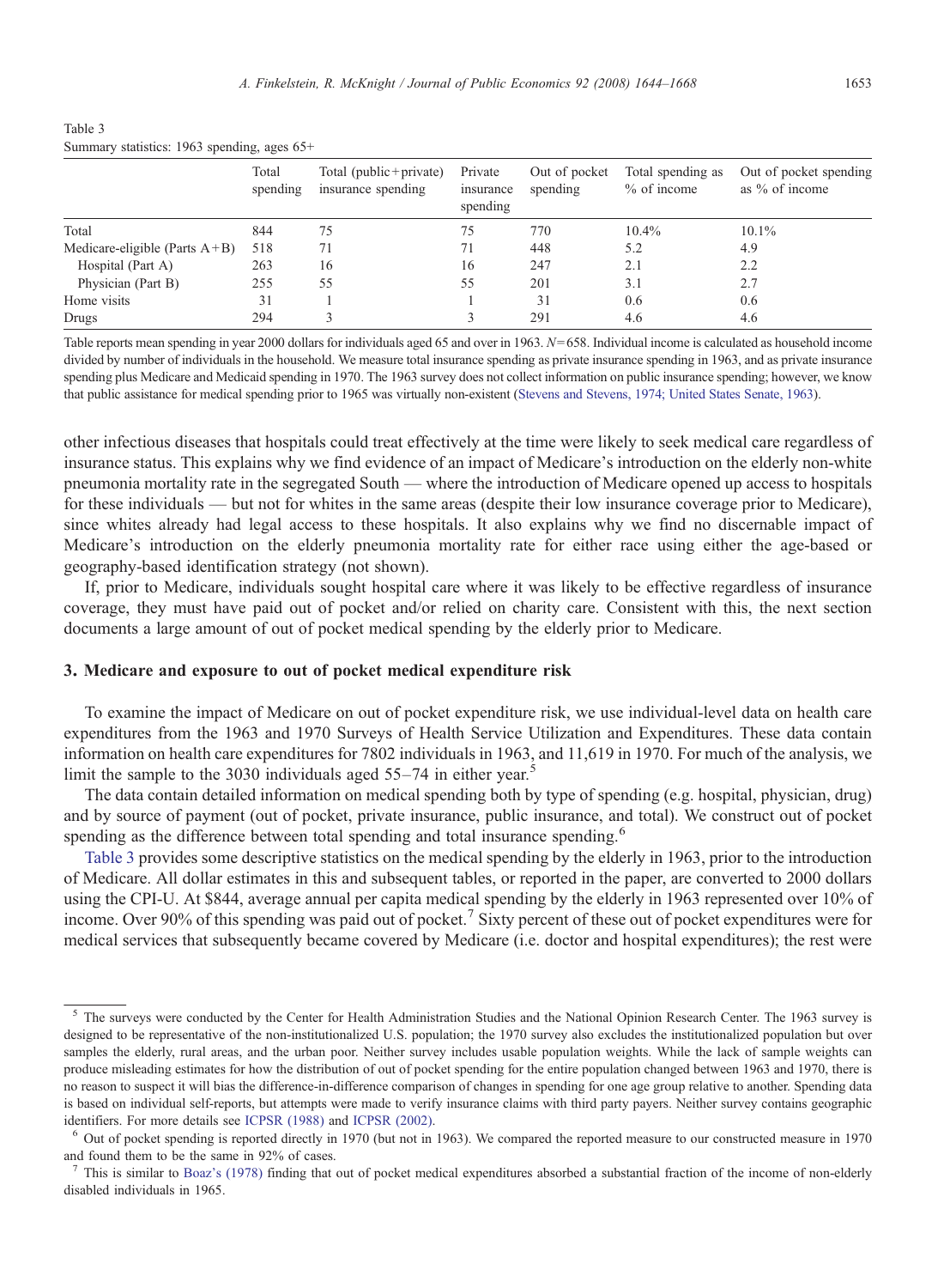Table 3
Summary statistics: 1963 spending, ages 65+

| | Total spending | Total (public + private) insurance spending | Private insurance spending | Out of pocket spending | Total spending as % of income | Out of pocket spending as % of income |
|---|---|---|---|---|---|---|
| Total | 844 | 75 | 75 | 770 | 10.4% | 10.1% |
| Medicare-eligible (Parts A + B) | 518 | 71 | 71 | 448 | 5.2 | 4.9 |
| Hospital (Part A) | 263 | 16 | 16 | 247 | 2.1 | 2.2 |
| Physician (Part B) | 255 | 55 | 55 | 201 | 3.1 | 2.7 |
| Home visits | 31 | 1 | 1 | 31 | 0.6 | 0.6 |
| Drugs | 294 | 3 | 3 | 291 | 4.6 | 4.6 |

Table reports mean spending in year 2000 dollars for individuals aged 65 and over in 1963. $N = 658$. Individual income is calculated as household income divided by number of individuals in the household. We measure total insurance spending as private insurance spending in 1963, and as private insurance spending plus Medicare and Medicaid spending in 1970. The 1963 survey does not collect information on public insurance spending; however, we know that public assistance for medical spending prior to 1965 was virtually non-existent (Stevens and Stevens, 1974; United States Senate, 1963).

other infectious diseases that hospitals could treat effectively at the time were likely to seek medical care regardless of insurance status. This explains why we find evidence of an impact of Medicare's introduction on the elderly non-white pneumonia mortality rate in the segregated South — where the introduction of Medicare opened up access to hospitals for these individuals — but not for whites in the same areas (despite their low insurance coverage prior to Medicare), since whites already had legal access to these hospitals. It also explains why we find no discernable impact of Medicare's introduction on the elderly pneumonia mortality rate for either race using either the age-based or geography-based identification strategy (not shown).

If, prior to Medicare, individuals sought hospital care where it was likely to be effective regardless of insurance coverage, they must have paid out of pocket and/or relied on charity care. Consistent with this, the next section documents a large amount of out of pocket medical spending by the elderly prior to Medicare.

## 3. Medicare and exposure to out of pocket medical expenditure risk

To examine the impact of Medicare on out of pocket expenditure risk, we use individual-level data on health care expenditures from the 1963 and 1970 Surveys of Health Service Utilization and Expenditures. These data contain information on health care expenditures for 7802 individuals in 1963, and 11,619 in 1970. For much of the analysis, we limit the sample to the 3030 individuals aged 55–74 in either year.[5]

The data contain detailed information on medical spending both by type of spending (e.g. hospital, physician, drug) and by source of payment (out of pocket, private insurance, public insurance, and total). We construct out of pocket spending as the difference between total spending and total insurance spending.[6]

Table 3 provides some descriptive statistics on the medical spending by the elderly in 1963, prior to the introduction of Medicare. All dollar estimates in this and subsequent tables, or reported in the paper, are converted to 2000 dollars using the CPI-U. At \$844, average annual per capita medical spending by the elderly in 1963 represented over 10% of income. Over 90% of this spending was paid out of pocket.[7] Sixty percent of these out of pocket expenditures were for medical services that subsequently became covered by Medicare (i.e. doctor and hospital expenditures); the rest were

[5] The surveys were conducted by the Center for Health Administration Studies and the National Opinion Research Center. The 1963 survey is designed to be representative of the non-institutionalized U.S. population; the 1970 survey also excludes the institutionalized population but over samples the elderly, rural areas, and the urban poor. Neither survey includes usable population weights. While the lack of sample weights can produce misleading estimates for how the distribution of out of pocket spending for the entire population changed between 1963 and 1970, there is no reason to suspect it will bias the difference-in-difference comparison of changes in spending for one age group relative to another. Spending data is based on individual self-reports, but attempts were made to verify insurance claims with third party payers. Neither survey contains geographic identifiers. For more details see ICPSR (1988) and ICPSR (2002).

[6] Out of pocket spending is reported directly in 1970 (but not in 1963). We compared the reported measure to our constructed measure in 1970 and found them to be the same in 92% of cases.

[7] This is similar to Boaz's (1978) finding that out of pocket medical expenditures absorbed a substantial fraction of the income of non-elderly disabled individuals in 1965.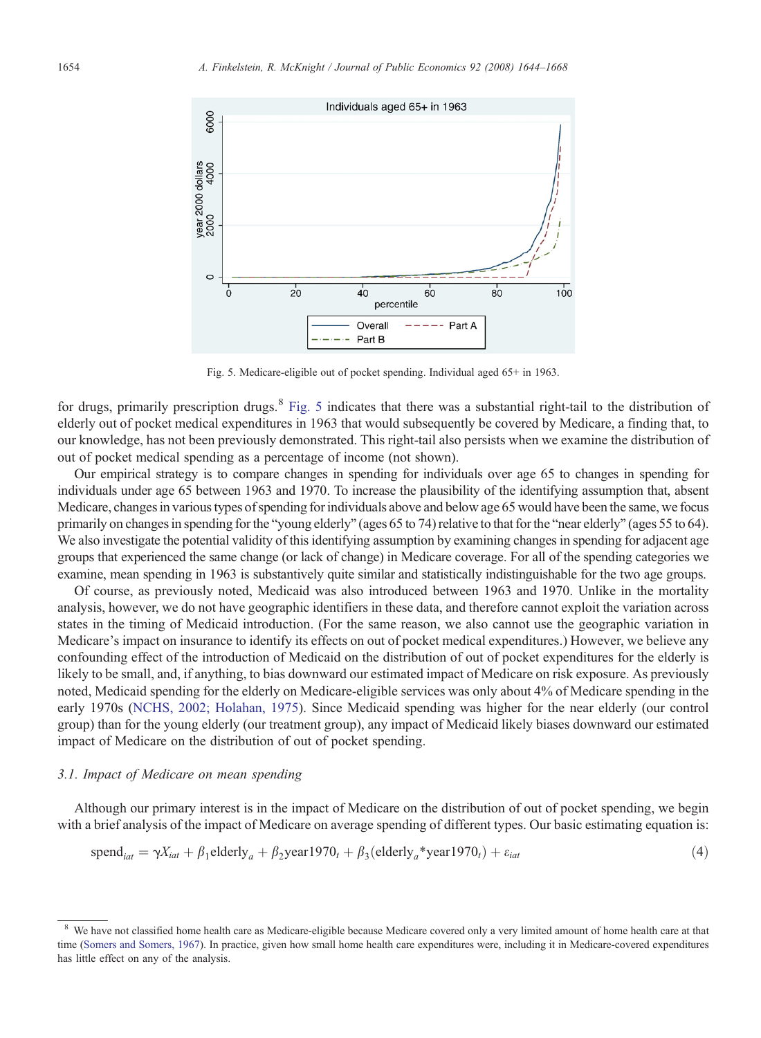Fig. 5. Medicare-eligible out of pocket spending. Individual aged 65+ in 1963.

for drugs, primarily prescription drugs.[8] Fig. 5 indicates that there was a substantial right-tail to the distribution of elderly out of pocket medical expenditures in 1963 that would subsequently be covered by Medicare, a finding that, to our knowledge, has not been previously demonstrated. This right-tail also persists when we examine the distribution of out of pocket medical spending as a percentage of income (not shown).

Our empirical strategy is to compare changes in spending for individuals over age 65 to changes in spending for individuals under age 65 between 1963 and 1970. To increase the plausibility of the identifying assumption that, absent Medicare, changes in various types of spending for individuals above and below age 65 would have been the same, we focus primarily on changes in spending for the "young elderly" (ages 65 to 74) relative to that for the "near elderly" (ages 55 to 64). We also investigate the potential validity of this identifying assumption by examining changes in spending for adjacent age groups that experienced the same change (or lack of change) in Medicare coverage. For all of the spending categories we examine, mean spending in 1963 is substantively quite similar and statistically indistinguishable for the two age groups.

Of course, as previously noted, Medicaid was also introduced between 1963 and 1970. Unlike in the mortality analysis, however, we do not have geographic identifiers in these data, and therefore cannot exploit the variation across states in the timing of Medicaid introduction. (For the same reason, we also cannot use the geographic variation in Medicare's impact on insurance to identify its effects on out of pocket medical expenditures.) However, we believe any confounding effect of the introduction of Medicaid on the distribution of out of pocket expenditures for the elderly is likely to be small, and, if anything, to bias downward our estimated impact of Medicare on risk exposure. As previously noted, Medicaid spending for the elderly on Medicare-eligible services was only about 4% of Medicare spending in the early 1970s (NCHS, 2002; Holahan, 1975). Since Medicaid spending was higher for the near elderly (our control group) than for the young elderly (our treatment group), any impact of Medicaid likely biases downward our estimated impact of Medicare on the distribution of out of pocket spending.

### *3.1. Impact of Medicare on mean spending*

Although our primary interest is in the impact of Medicare on the distribution of out of pocket spending, we begin with a brief analysis of the impact of Medicare on average spending of different types. Our basic estimating equation is:

$$\text{spend}_{iat} = \gamma X_{iat} + \beta_1 \text{elderly}_a + \beta_2 \text{year1970}_t + \beta_3 (\text{elderly}_a * \text{year1970}_t) + \varepsilon_{iat} \tag{4}$$

[8] We have not classified home health care as Medicare-eligible because Medicare covered only a very limited amount of home health care at that time (Somers and Somers, 1967). In practice, given how small home health care expenditures were, including it in Medicare-covered expenditures has little effect on any of the analysis.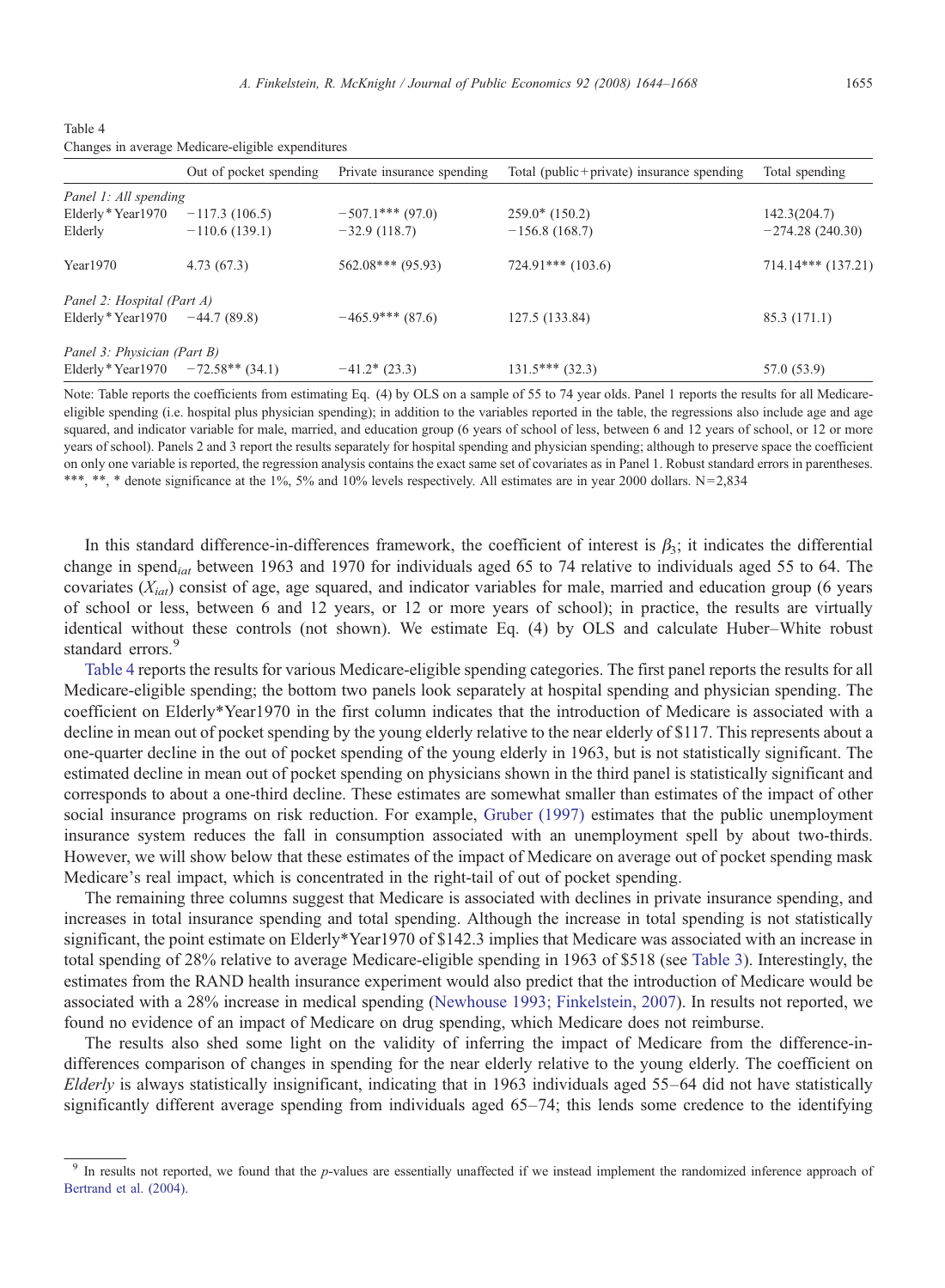Table 4
Changes in average Medicare-eligible expenditures

| | Out of pocket spending | Private insurance spending | Total (public + private) insurance spending | Total spending |
|---|---|---|---|---|
| *Panel 1: All spending* | | | | |
| Elderly * Year1970 | −117.3 (106.5) | −507.1*** (97.0) | 259.0* (150.2) | 142.3(204.7) |
| Elderly | −110.6 (139.1) | −32.9 (118.7) | −156.8 (168.7) | −274.28 (240.30) |
| Year1970 | 4.73 (67.3) | 562.08*** (95.93) | 724.91*** (103.6) | 714.14*** (137.21) |
| *Panel 2: Hospital (Part A)* | | | | |
| Elderly * Year1970 | −44.7 (89.8) | −465.9*** (87.6) | 127.5 (133.84) | 85.3 (171.1) |
| *Panel 3: Physician (Part B)* | | | | |
| Elderly * Year1970 | −72.58** (34.1) | −41.2* (23.3) | 131.5*** (32.3) | 57.0 (53.9) |

Note: Table reports the coefficients from estimating Eq. (4) by OLS on a sample of 55 to 74 year olds. Panel 1 reports the results for all Medicare-eligible spending (i.e. hospital plus physician spending); in addition to the variables reported in the table, the regressions also include age and age squared, and indicator variable for male, married, and education group (6 years of school of less, between 6 and 12 years of school, or 12 or more years of school). Panels 2 and 3 report the results separately for hospital spending and physician spending; although to preserve space the coefficient on only one variable is reported, the regression analysis contains the exact same set of covariates as in Panel 1. Robust standard errors in parentheses. ***, **, * denote significance at the 1%, 5% and 10% levels respectively. All estimates are in year 2000 dollars. N = 2,834

In this standard difference-in-differences framework, the coefficient of interest is $\beta_3$; it indicates the differential change in $spend_{iat}$ between 1963 and 1970 for individuals aged 65 to 74 relative to individuals aged 55 to 64. The covariates ($X_{iat}$) consist of age, age squared, and indicator variables for male, married and education group (6 years of school or less, between 6 and 12 years, or 12 or more years of school); in practice, the results are virtually identical without these controls (not shown). We estimate Eq. (4) by OLS and calculate Huber–White robust standard errors.[9]

Table 4 reports the results for various Medicare-eligible spending categories. The first panel reports the results for all Medicare-eligible spending; the bottom two panels look separately at hospital spending and physician spending. The coefficient on Elderly*Year1970 in the first column indicates that the introduction of Medicare is associated with a decline in mean out of pocket spending by the young elderly relative to the near elderly of \$117. This represents about a one-quarter decline in the out of pocket spending of the young elderly in 1963, but is not statistically significant. The estimated decline in mean out of pocket spending on physicians shown in the third panel is statistically significant and corresponds to about a one-third decline. These estimates are somewhat smaller than estimates of the impact of other social insurance programs on risk reduction. For example, Gruber (1997) estimates that the public unemployment insurance system reduces the fall in consumption associated with an unemployment spell by about two-thirds. However, we will show below that these estimates of the impact of Medicare on average out of pocket spending mask Medicare's real impact, which is concentrated in the right-tail of out of pocket spending.

The remaining three columns suggest that Medicare is associated with declines in private insurance spending, and increases in total insurance spending and total spending. Although the increase in total spending is not statistically significant, the point estimate on Elderly*Year1970 of \$142.3 implies that Medicare was associated with an increase in total spending of 28% relative to average Medicare-eligible spending in 1963 of \$518 (see Table 3). Interestingly, the estimates from the RAND health insurance experiment would also predict that the introduction of Medicare would be associated with a 28% increase in medical spending (Newhouse 1993; Finkelstein, 2007). In results not reported, we found no evidence of an impact of Medicare on drug spending, which Medicare does not reimburse.

The results also shed some light on the validity of inferring the impact of Medicare from the difference-in-differences comparison of changes in spending for the near elderly relative to the young elderly. The coefficient on *Elderly* is always statistically insignificant, indicating that in 1963 individuals aged 55–64 did not have statistically significantly different average spending from individuals aged 65–74; this lends some credence to the identifying

[9] In results not reported, we found that the *p*-values are essentially unaffected if we instead implement the randomized inference approach of Bertrand et al. (2004).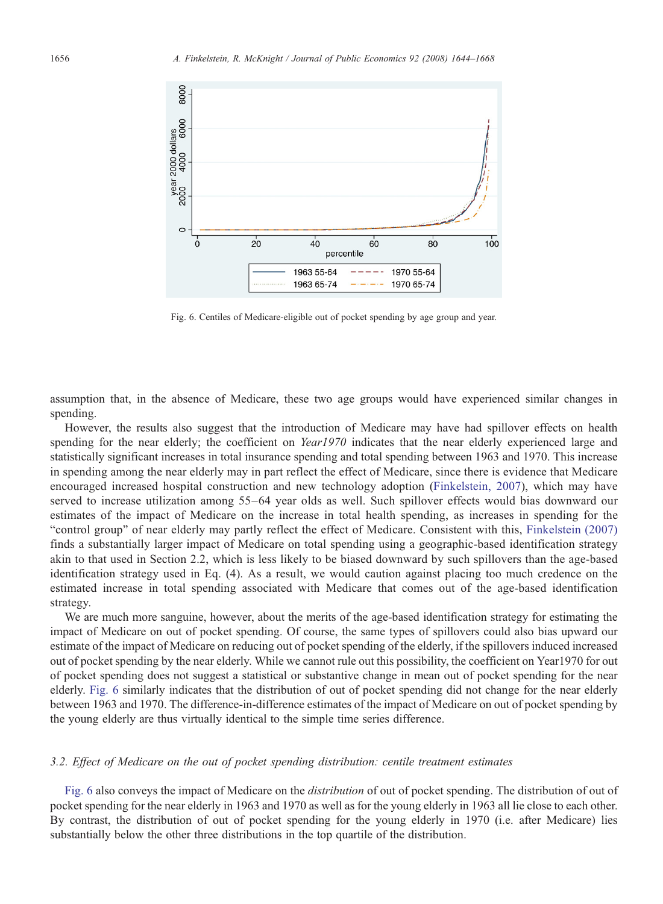Fig. 6. Centiles of Medicare-eligible out of pocket spending by age group and year.

assumption that, in the absence of Medicare, these two age groups would have experienced similar changes in spending.

However, the results also suggest that the introduction of Medicare may have had spillover effects on health spending for the near elderly; the coefficient on *Year1970* indicates that the near elderly experienced large and statistically significant increases in total insurance spending and total spending between 1963 and 1970. This increase in spending among the near elderly may in part reflect the effect of Medicare, since there is evidence that Medicare encouraged increased hospital construction and new technology adoption (Finkelstein, 2007), which may have served to increase utilization among 55–64 year olds as well. Such spillover effects would bias downward our estimates of the impact of Medicare on the increase in total health spending, as increases in spending for the "control group" of near elderly may partly reflect the effect of Medicare. Consistent with this, Finkelstein (2007) finds a substantially larger impact of Medicare on total spending using a geographic-based identification strategy akin to that used in Section 2.2, which is less likely to be biased downward by such spillovers than the age-based identification strategy used in Eq. (4). As a result, we would caution against placing too much credence on the estimated increase in total spending associated with Medicare that comes out of the age-based identification strategy.

We are much more sanguine, however, about the merits of the age-based identification strategy for estimating the impact of Medicare on out of pocket spending. Of course, the same types of spillovers could also bias upward our estimate of the impact of Medicare on reducing out of pocket spending of the elderly, if the spillovers induced increased out of pocket spending by the near elderly. While we cannot rule out this possibility, the coefficient on Year1970 for out of pocket spending does not suggest a statistical or substantive change in mean out of pocket spending for the near elderly. Fig. 6 similarly indicates that the distribution of out of pocket spending did not change for the near elderly between 1963 and 1970. The difference-in-difference estimates of the impact of Medicare on out of pocket spending by the young elderly are thus virtually identical to the simple time series difference.

### 3.2. Effect of Medicare on the out of pocket spending distribution: centile treatment estimates

Fig. 6 also conveys the impact of Medicare on the *distribution* of out of pocket spending. The distribution of out of pocket spending for the near elderly in 1963 and 1970 as well as for the young elderly in 1963 all lie close to each other. By contrast, the distribution of out of pocket spending for the young elderly in 1970 (i.e. after Medicare) lies substantially below the other three distributions in the top quartile of the distribution.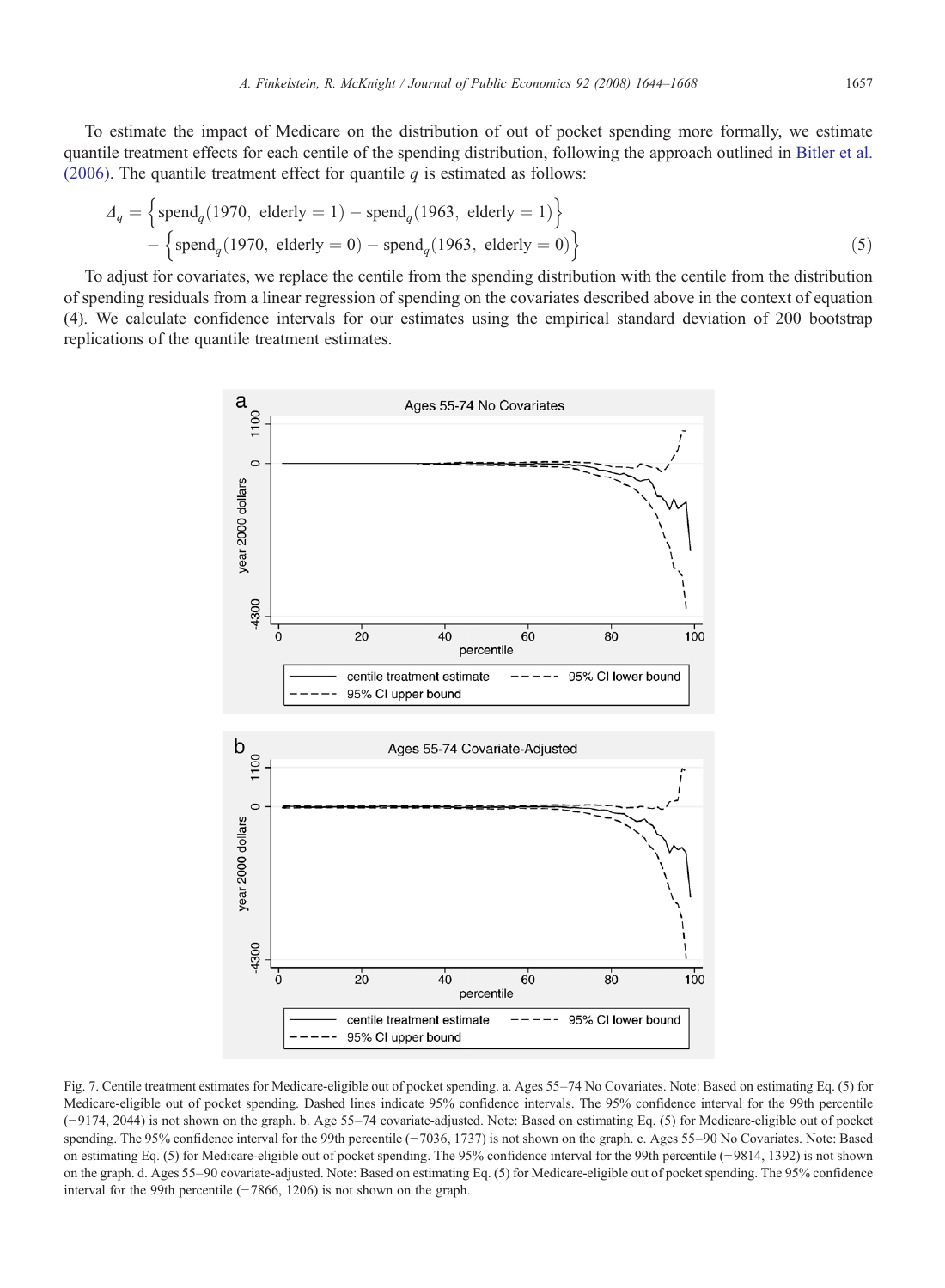To estimate the impact of Medicare on the distribution of out of pocket spending more formally, we estimate quantile treatment effects for each centile of the spending distribution, following the approach outlined in Bitler et al. (2006). The quantile treatment effect for quantile $q$ is estimated as follows:

$$\Delta_q = \left\{\text{spend}_q(1970,\ \text{elderly}=1) - \text{spend}_q(1963,\ \text{elderly}=1)\right\} - \left\{\text{spend}_q(1970,\ \text{elderly}=0) - \text{spend}_q(1963,\ \text{elderly}=0)\right\} \tag{5}$$

To adjust for covariates, we replace the centile from the spending distribution with the centile from the distribution of spending residuals from a linear regression of spending on the covariates described above in the context of equation (4). We calculate confidence intervals for our estimates using the empirical standard deviation of 200 bootstrap replications of the quantile treatment estimates.

Fig. 7. Centile treatment estimates for Medicare-eligible out of pocket spending. a. Ages 55–74 No Covariates. Note: Based on estimating Eq. (5) for Medicare-eligible out of pocket spending. Dashed lines indicate 95% confidence intervals. The 95% confidence interval for the 99th percentile (−9174, 2044) is not shown on the graph. b. Age 55–74 covariate-adjusted. Note: Based on estimating Eq. (5) for Medicare-eligible out of pocket spending. The 95% confidence interval for the 99th percentile (−7036, 1737) is not shown on the graph. c. Ages 55–90 No Covariates. Note: Based on estimating Eq. (5) for Medicare-eligible out of pocket spending. The 95% confidence interval for the 99th percentile (−9814, 1392) is not shown on the graph. d. Ages 55–90 covariate-adjusted. Note: Based on estimating Eq. (5) for Medicare-eligible out of pocket spending. The 95% confidence interval for the 99th percentile (−7866, 1206) is not shown on the graph.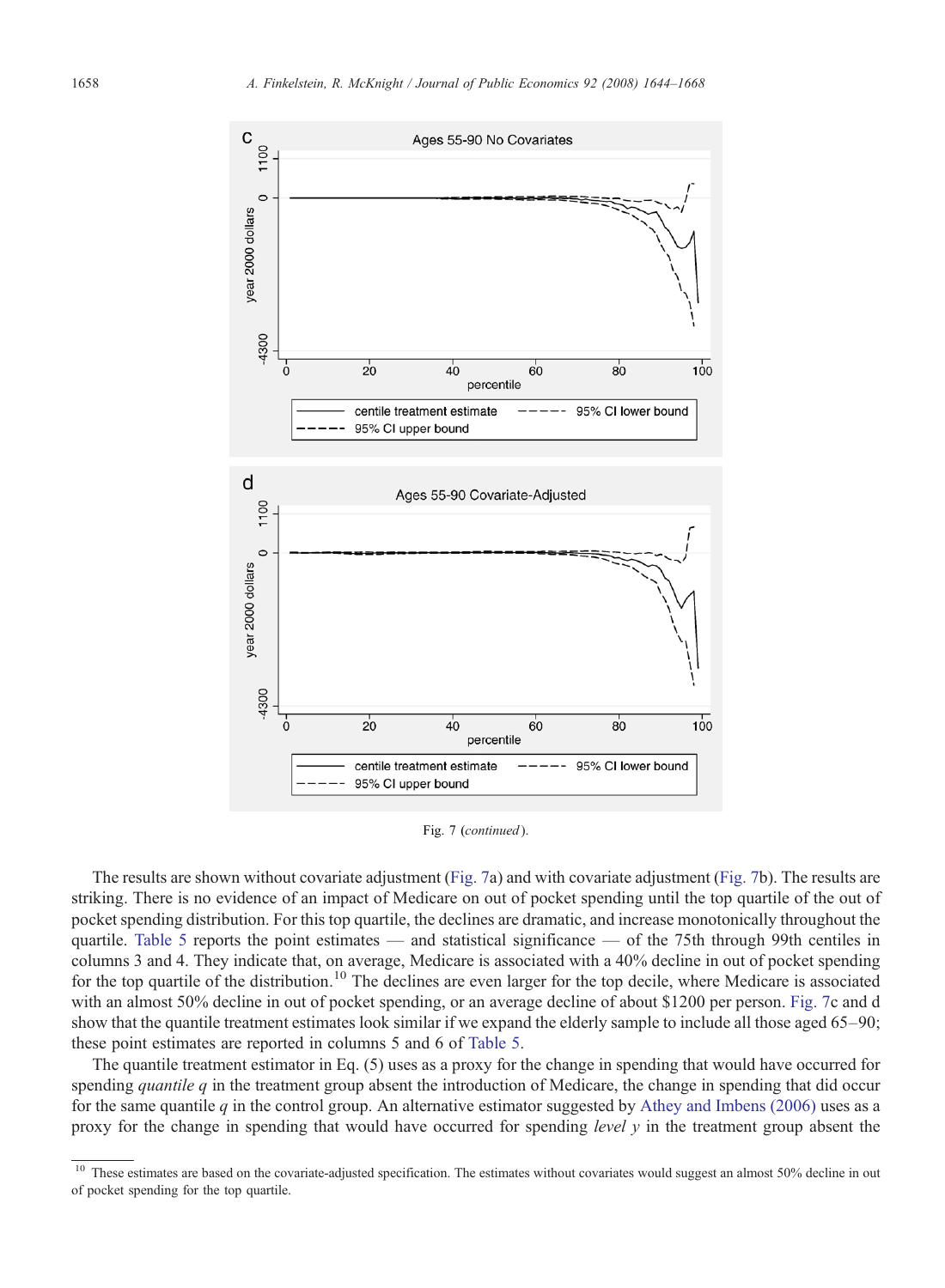Fig. 7 (*continued*).

The results are shown without covariate adjustment (Fig. 7a) and with covariate adjustment (Fig. 7b). The results are striking. There is no evidence of an impact of Medicare on out of pocket spending until the top quartile of the out of pocket spending distribution. For this top quartile, the declines are dramatic, and increase monotonically throughout the quartile. Table 5 reports the point estimates — and statistical significance — of the 75th through 99th centiles in columns 3 and 4. They indicate that, on average, Medicare is associated with a 40% decline in out of pocket spending for the top quartile of the distribution.[10] The declines are even larger for the top decile, where Medicare is associated with an almost 50% decline in out of pocket spending, or an average decline of about $1200 per person. Fig. 7c and d show that the quantile treatment estimates look similar if we expand the elderly sample to include all those aged 65–90; these point estimates are reported in columns 5 and 6 of Table 5.

The quantile treatment estimator in Eq. (5) uses as a proxy for the change in spending that would have occurred for spending *quantile q* in the treatment group absent the introduction of Medicare, the change in spending that did occur for the same quantile *q* in the control group. An alternative estimator suggested by Athey and Imbens (2006) uses as a proxy for the change in spending that would have occurred for spending *level y* in the treatment group absent the

[10] These estimates are based on the covariate-adjusted specification. The estimates without covariates would suggest an almost 50% decline in out of pocket spending for the top quartile.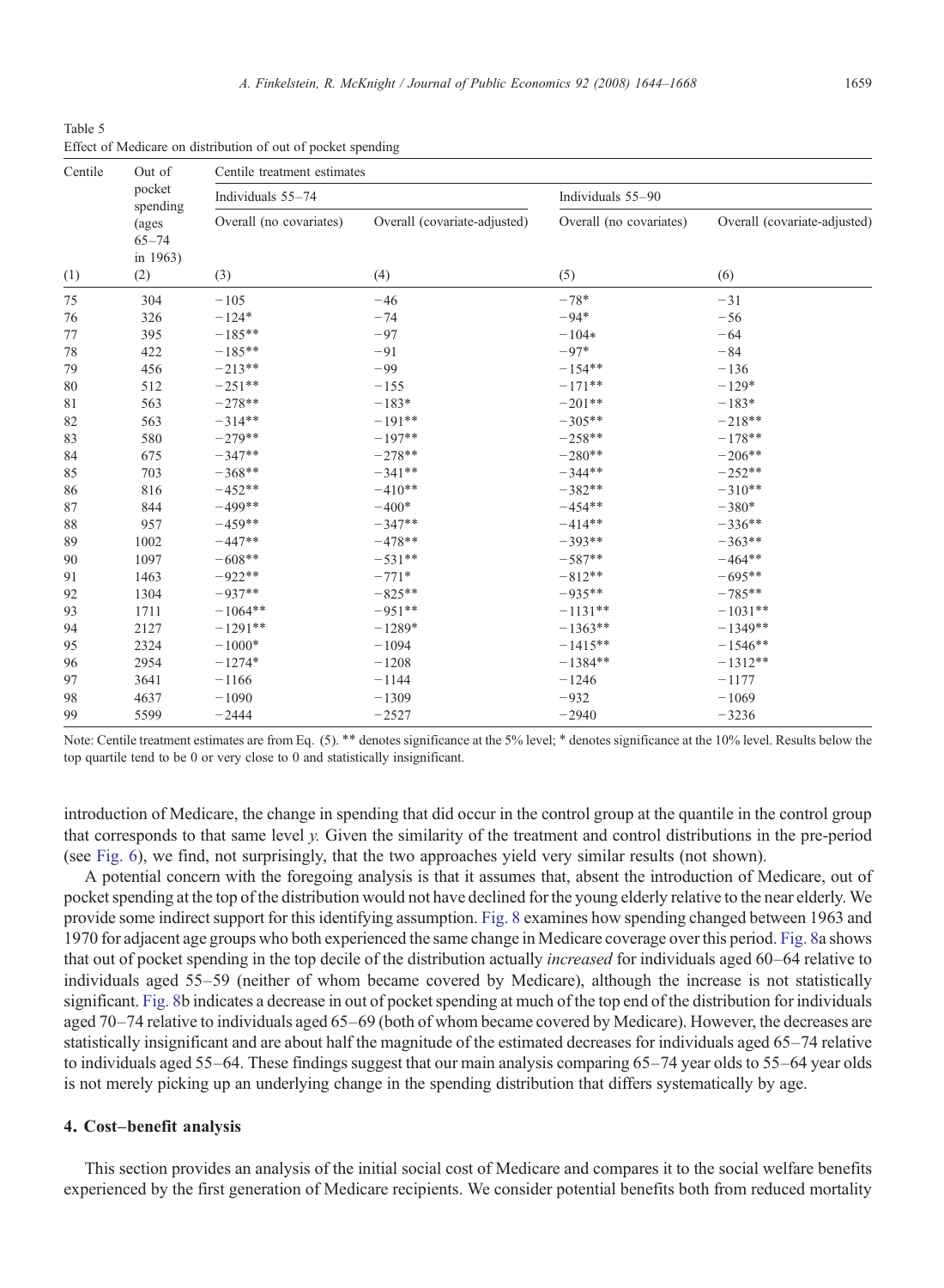Table 5
Effect of Medicare on distribution of out of pocket spending

| Centile | Out of pocket spending (ages 65–74 in 1963) | Centile treatment estimates | | | |
|---|---|---|---|---|---|
| | | Individuals 55–74 | | Individuals 55–90 | |
| | | Overall (no covariates) | Overall (covariate-adjusted) | Overall (no covariates) | Overall (covariate-adjusted) |
| (1) | (2) | (3) | (4) | (5) | (6) |
| 75 | 304 | −105 | −46 | −78* | −31 |
| 76 | 326 | −124* | −74 | −94* | −56 |
| 77 | 395 | −185** | −97 | −104* | −64 |
| 78 | 422 | −185** | −91 | −97* | −84 |
| 79 | 456 | −213** | −99 | −154** | −136 |
| 80 | 512 | −251** | −155 | −171** | −129* |
| 81 | 563 | −278** | −183* | −201** | −183* |
| 82 | 563 | −314** | −191** | −305** | −218** |
| 83 | 580 | −279** | −197** | −258** | −178** |
| 84 | 675 | −347** | −278** | −280** | −206** |
| 85 | 703 | −368** | −341** | −344** | −252** |
| 86 | 816 | −452** | −410** | −382** | −310** |
| 87 | 844 | −499** | −400* | −454** | −380* |
| 88 | 957 | −459** | −347** | −414** | −336** |
| 89 | 1002 | −447** | −478** | −393** | −363** |
| 90 | 1097 | −608** | −531** | −587** | −464** |
| 91 | 1463 | −922** | −771* | −812** | −695** |
| 92 | 1304 | −937** | −825** | −935** | −785** |
| 93 | 1711 | −1064** | −951** | −1131** | −1031** |
| 94 | 2127 | −1291** | −1289* | −1363** | −1349** |
| 95 | 2324 | −1000* | −1094 | −1415** | −1546** |
| 96 | 2954 | −1274* | −1208 | −1384** | −1312** |
| 97 | 3641 | −1166 | −1144 | −1246 | −1177 |
| 98 | 4637 | −1090 | −1309 | −932 | −1069 |
| 99 | 5599 | −2444 | −2527 | −2940 | −3236 |

Note: Centile treatment estimates are from Eq. (5). ** denotes significance at the 5% level; * denotes significance at the 10% level. Results below the top quartile tend to be 0 or very close to 0 and statistically insignificant.

introduction of Medicare, the change in spending that did occur in the control group at the quantile in the control group that corresponds to that same level $y$. Given the similarity of the treatment and control distributions in the pre-period (see Fig. 6), we find, not surprisingly, that the two approaches yield very similar results (not shown).

A potential concern with the foregoing analysis is that it assumes that, absent the introduction of Medicare, out of pocket spending at the top of the distribution would not have declined for the young elderly relative to the near elderly. We provide some indirect support for this identifying assumption. Fig. 8 examines how spending changed between 1963 and 1970 for adjacent age groups who both experienced the same change in Medicare coverage over this period. Fig. 8a shows that out of pocket spending in the top decile of the distribution actually *increased* for individuals aged 60–64 relative to individuals aged 55–59 (neither of whom became covered by Medicare), although the increase is not statistically significant. Fig. 8b indicates a decrease in out of pocket spending at much of the top end of the distribution for individuals aged 70–74 relative to individuals aged 65–69 (both of whom became covered by Medicare). However, the decreases are statistically insignificant and are about half the magnitude of the estimated decreases for individuals aged 65–74 relative to individuals aged 55–64. These findings suggest that our main analysis comparing 65–74 year olds to 55–64 year olds is not merely picking up an underlying change in the spending distribution that differs systematically by age.

## 4. Cost–benefit analysis

This section provides an analysis of the initial social cost of Medicare and compares it to the social welfare benefits experienced by the first generation of Medicare recipients. We consider potential benefits both from reduced mortality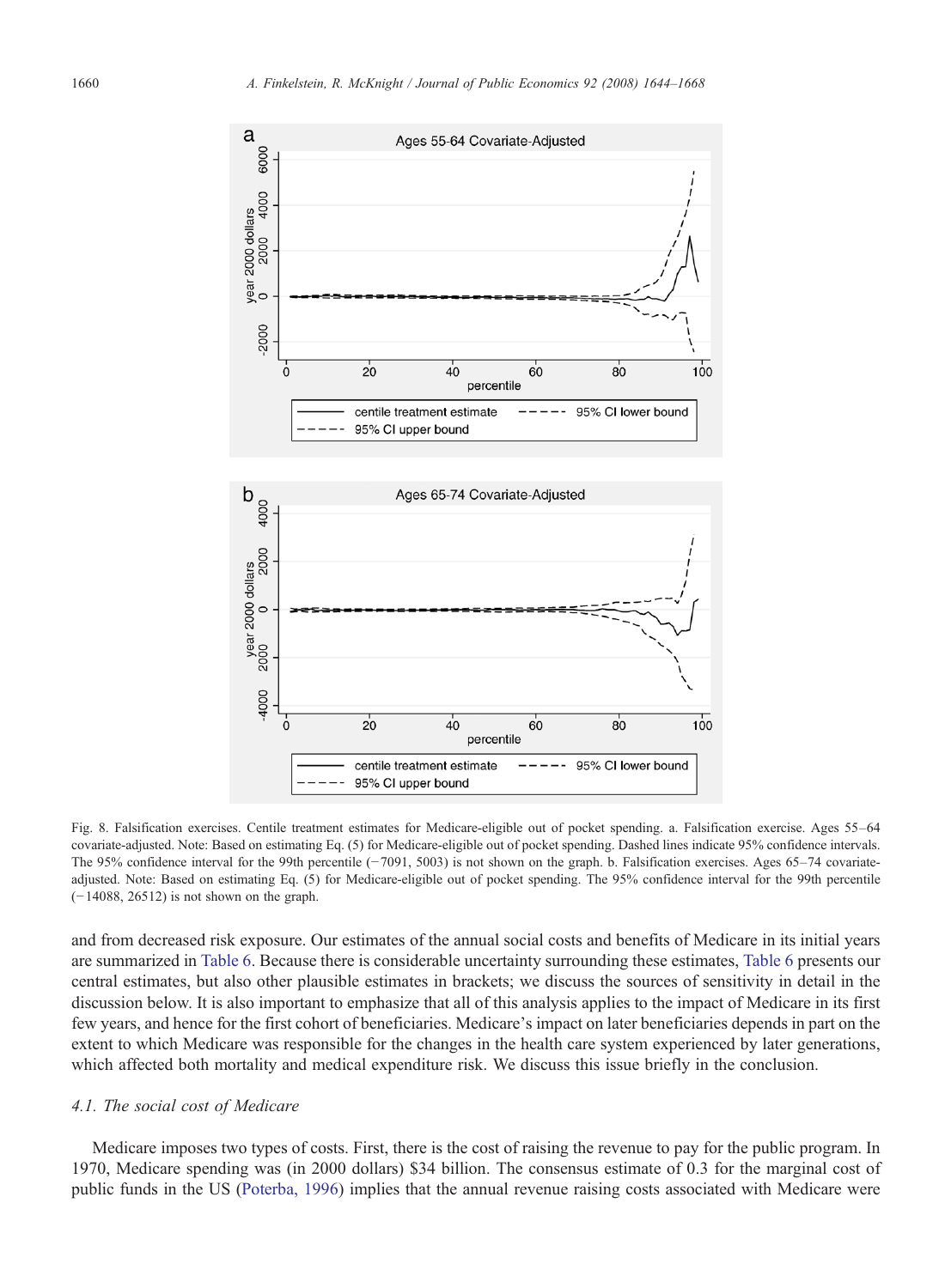Fig. 8. Falsification exercises. Centile treatment estimates for Medicare-eligible out of pocket spending. a. Falsification exercise. Ages 55–64 covariate-adjusted. Note: Based on estimating Eq. (5) for Medicare-eligible out of pocket spending. Dashed lines indicate 95% confidence intervals. The 95% confidence interval for the 99th percentile (−7091, 5003) is not shown on the graph. b. Falsification exercises. Ages 65–74 covariate-adjusted. Note: Based on estimating Eq. (5) for Medicare-eligible out of pocket spending. The 95% confidence interval for the 99th percentile (−14088, 26512) is not shown on the graph.

and from decreased risk exposure. Our estimates of the annual social costs and benefits of Medicare in its initial years are summarized in Table 6. Because there is considerable uncertainty surrounding these estimates, Table 6 presents our central estimates, but also other plausible estimates in brackets; we discuss the sources of sensitivity in detail in the discussion below. It is also important to emphasize that all of this analysis applies to the impact of Medicare in its first few years, and hence for the first cohort of beneficiaries. Medicare's impact on later beneficiaries depends in part on the extent to which Medicare was responsible for the changes in the health care system experienced by later generations, which affected both mortality and medical expenditure risk. We discuss this issue briefly in the conclusion.

### *4.1. The social cost of Medicare*

Medicare imposes two types of costs. First, there is the cost of raising the revenue to pay for the public program. In 1970, Medicare spending was (in 2000 dollars) $34 billion. The consensus estimate of 0.3 for the marginal cost of public funds in the US (Poterba, 1996) implies that the annual revenue raising costs associated with Medicare were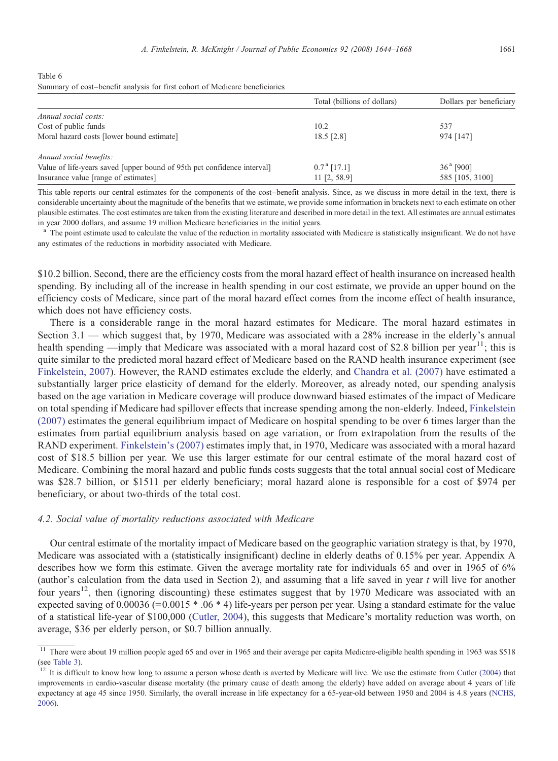Table 6

Summary of cost–benefit analysis for first cohort of Medicare beneficiaries

| | Total (billions of dollars) | Dollars per beneficiary |
|---|---|---|
| *Annual social costs:* | | |
| Cost of public funds | 10.2 | 537 |
| Moral hazard costs [lower bound estimate] | 18.5 [2.8] | 974 [147] |
| *Annual social benefits:* | | |
| Value of life-years saved [upper bound of 95th pct confidence interval] | 0.7[a] [17.1] | 36[a] [900] |
| Insurance value [range of estimates] | 11 [2, 58.9] | 585 [105, 3100] |

This table reports our central estimates for the components of the cost–benefit analysis. Since, as we discuss in more detail in the text, there is considerable uncertainty about the magnitude of the benefits that we estimate, we provide some information in brackets next to each estimate on other plausible estimates. The cost estimates are taken from the existing literature and described in more detail in the text. All estimates are annual estimates in year 2000 dollars, and assume 19 million Medicare beneficiaries in the initial years.

[a] The point estimate used to calculate the value of the reduction in mortality associated with Medicare is statistically insignificant. We do not have any estimates of the reductions in morbidity associated with Medicare.

$10.2 billion. Second, there are the efficiency costs from the moral hazard effect of health insurance on increased health spending. By including all of the increase in health spending in our cost estimate, we provide an upper bound on the efficiency costs of Medicare, since part of the moral hazard effect comes from the income effect of health insurance, which does not have efficiency costs.

There is a considerable range in the moral hazard estimates for Medicare. The moral hazard estimates in Section 3.1 — which suggest that, by 1970, Medicare was associated with a 28% increase in the elderly's annual health spending —imply that Medicare was associated with a moral hazard cost of $2.8 billion per year[11]; this is quite similar to the predicted moral hazard effect of Medicare based on the RAND health insurance experiment (see Finkelstein, 2007). However, the RAND estimates exclude the elderly, and Chandra et al. (2007) have estimated a substantially larger price elasticity of demand for the elderly. Moreover, as already noted, our spending analysis based on the age variation in Medicare coverage will produce downward biased estimates of the impact of Medicare on total spending if Medicare had spillover effects that increase spending among the non-elderly. Indeed, Finkelstein (2007) estimates the general equilibrium impact of Medicare on hospital spending to be over 6 times larger than the estimates from partial equilibrium analysis based on age variation, or from extrapolation from the results of the RAND experiment. Finkelstein's (2007) estimates imply that, in 1970, Medicare was associated with a moral hazard cost of $18.5 billion per year. We use this larger estimate for our central estimate of the moral hazard cost of Medicare. Combining the moral hazard and public funds costs suggests that the total annual social cost of Medicare was $28.7 billion, or $1511 per elderly beneficiary; moral hazard alone is responsible for a cost of $974 per beneficiary, or about two-thirds of the total cost.

### 4.2. Social value of mortality reductions associated with Medicare

Our central estimate of the mortality impact of Medicare based on the geographic variation strategy is that, by 1970, Medicare was associated with a (statistically insignificant) decline in elderly deaths of 0.15% per year. Appendix A describes how we form this estimate. Given the average mortality rate for individuals 65 and over in 1965 of 6% (author's calculation from the data used in Section 2), and assuming that a life saved in year $t$ will live for another four years[12], then (ignoring discounting) these estimates suggest that by 1970 Medicare was associated with an expected saving of 0.00036 (=0.0015 * .06 * 4) life-years per person per year. Using a standard estimate for the value of a statistical life-year of $100,000 (Cutler, 2004), this suggests that Medicare's mortality reduction was worth, on average, $36 per elderly person, or $0.7 billion annually.

[11] There were about 19 million people aged 65 and over in 1965 and their average per capita Medicare-eligible health spending in 1963 was $518 (see Table 3).

[12] It is difficult to know how long to assume a person whose death is averted by Medicare will live. We use the estimate from Cutler (2004) that improvements in cardio-vascular disease mortality (the primary cause of death among the elderly) have added on average about 4 years of life expectancy at age 45 since 1950. Similarly, the overall increase in life expectancy for a 65-year-old between 1950 and 2004 is 4.8 years (NCHS, 2006).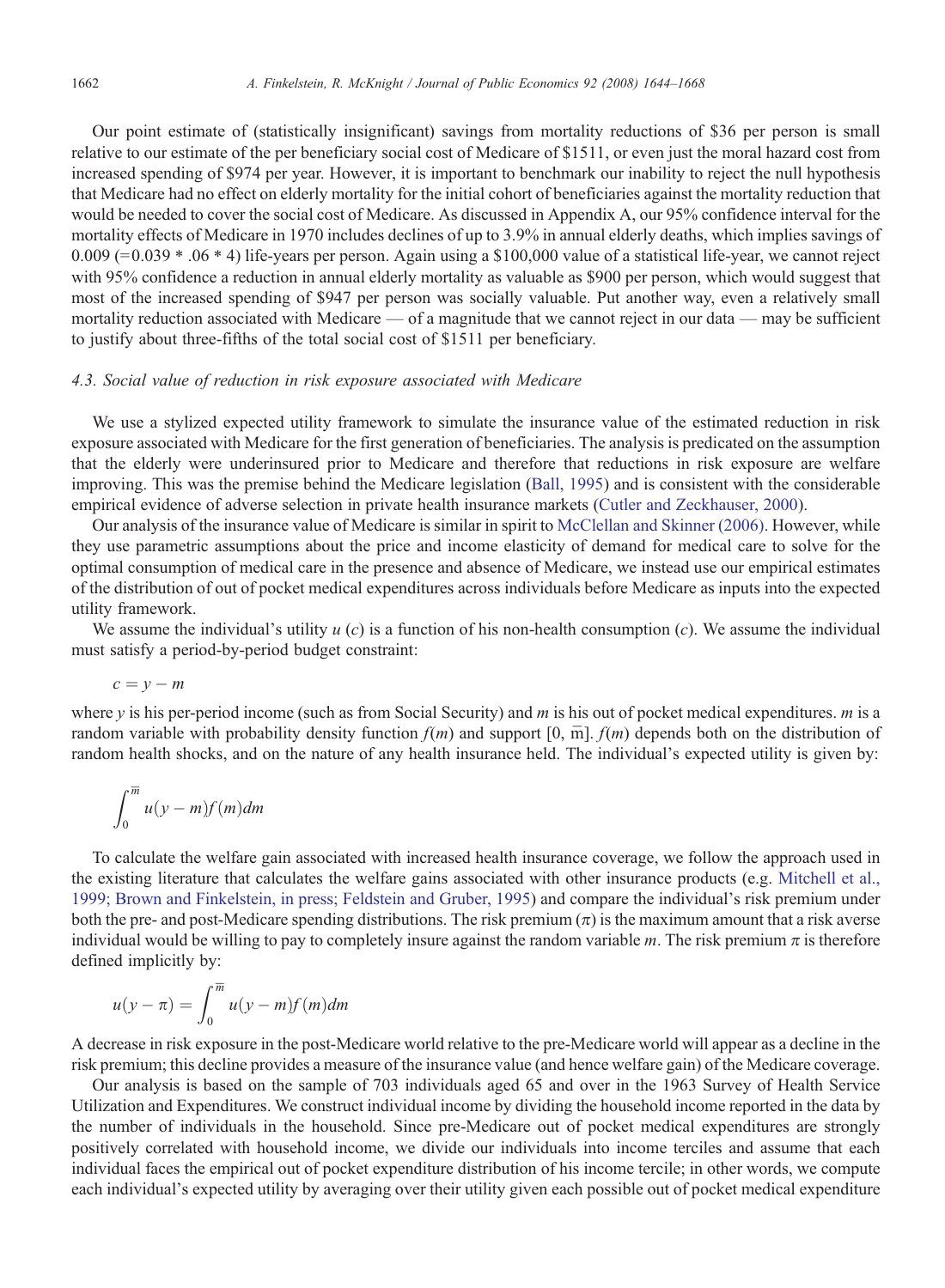Our point estimate of (statistically insignificant) savings from mortality reductions of \$36 per person is small relative to our estimate of the per beneficiary social cost of Medicare of \$1511, or even just the moral hazard cost from increased spending of \$974 per year. However, it is important to benchmark our inability to reject the null hypothesis that Medicare had no effect on elderly mortality for the initial cohort of beneficiaries against the mortality reduction that would be needed to cover the social cost of Medicare. As discussed in Appendix A, our 95% confidence interval for the mortality effects of Medicare in 1970 includes declines of up to 3.9% in annual elderly deaths, which implies savings of 0.009 (=0.039 * .06 * 4) life-years per person. Again using a \$100,000 value of a statistical life-year, we cannot reject with 95% confidence a reduction in annual elderly mortality as valuable as \$900 per person, which would suggest that most of the increased spending of \$947 per person was socially valuable. Put another way, even a relatively small mortality reduction associated with Medicare — of a magnitude that we cannot reject in our data — may be sufficient to justify about three-fifths of the total social cost of \$1511 per beneficiary.

### *4.3. Social value of reduction in risk exposure associated with Medicare*

We use a stylized expected utility framework to simulate the insurance value of the estimated reduction in risk exposure associated with Medicare for the first generation of beneficiaries. The analysis is predicated on the assumption that the elderly were underinsured prior to Medicare and therefore that reductions in risk exposure are welfare improving. This was the premise behind the Medicare legislation (Ball, 1995) and is consistent with the considerable empirical evidence of adverse selection in private health insurance markets (Cutler and Zeckhauser, 2000).

Our analysis of the insurance value of Medicare is similar in spirit to McClellan and Skinner (2006). However, while they use parametric assumptions about the price and income elasticity of demand for medical care to solve for the optimal consumption of medical care in the presence and absence of Medicare, we instead use our empirical estimates of the distribution of out of pocket medical expenditures across individuals before Medicare as inputs into the expected utility framework.

We assume the individual's utility $u(c)$ is a function of his non-health consumption ($c$). We assume the individual must satisfy a period-by-period budget constraint:

$$c = y - m$$

where $y$ is his per-period income (such as from Social Security) and $m$ is his out of pocket medical expenditures. $m$ is a random variable with probability density function $f(m)$ and support $[0, \overline{m}]$. $f(m)$ depends both on the distribution of random health shocks, and on the nature of any health insurance held. The individual's expected utility is given by:

$$\int_0^{\overline{m}} u(y - m) f(m) dm$$

To calculate the welfare gain associated with increased health insurance coverage, we follow the approach used in the existing literature that calculates the welfare gains associated with other insurance products (e.g. Mitchell et al., 1999; Brown and Finkelstein, in press; Feldstein and Gruber, 1995) and compare the individual's risk premium under both the pre- and post-Medicare spending distributions. The risk premium ($\pi$) is the maximum amount that a risk averse individual would be willing to pay to completely insure against the random variable $m$. The risk premium $\pi$ is therefore defined implicitly by:

$$u(y - \pi) = \int_0^{\overline{m}} u(y - m) f(m) dm$$

A decrease in risk exposure in the post-Medicare world relative to the pre-Medicare world will appear as a decline in the risk premium; this decline provides a measure of the insurance value (and hence welfare gain) of the Medicare coverage.

Our analysis is based on the sample of 703 individuals aged 65 and over in the 1963 Survey of Health Service Utilization and Expenditures. We construct individual income by dividing the household income reported in the data by the number of individuals in the household. Since pre-Medicare out of pocket medical expenditures are strongly positively correlated with household income, we divide our individuals into income terciles and assume that each individual faces the empirical out of pocket expenditure distribution of his income tercile; in other words, we compute each individual's expected utility by averaging over their utility given each possible out of pocket medical expenditure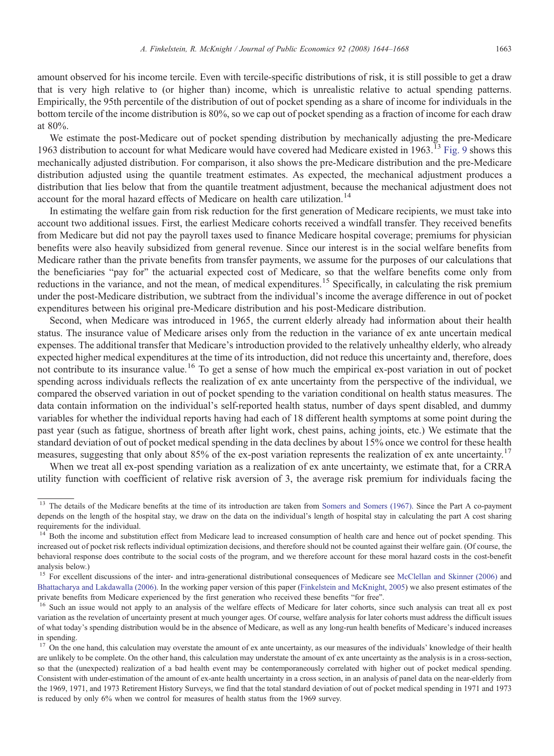amount observed for his income tercile. Even with tercile-specific distributions of risk, it is still possible to get a draw that is very high relative to (or higher than) income, which is unrealistic relative to actual spending patterns. Empirically, the 95th percentile of the distribution of out of pocket spending as a share of income for individuals in the bottom tercile of the income distribution is 80%, so we cap out of pocket spending as a fraction of income for each draw at 80%.

We estimate the post-Medicare out of pocket spending distribution by mechanically adjusting the pre-Medicare 1963 distribution to account for what Medicare would have covered had Medicare existed in 1963.[13] Fig. 9 shows this mechanically adjusted distribution. For comparison, it also shows the pre-Medicare distribution and the pre-Medicare distribution adjusted using the quantile treatment estimates. As expected, the mechanical adjustment produces a distribution that lies below that from the quantile treatment adjustment, because the mechanical adjustment does not account for the moral hazard effects of Medicare on health care utilization.[14]

In estimating the welfare gain from risk reduction for the first generation of Medicare recipients, we must take into account two additional issues. First, the earliest Medicare cohorts received a windfall transfer. They received benefits from Medicare but did not pay the payroll taxes used to finance Medicare hospital coverage; premiums for physician benefits were also heavily subsidized from general revenue. Since our interest is in the social welfare benefits from Medicare rather than the private benefits from transfer payments, we assume for the purposes of our calculations that the beneficiaries "pay for" the actuarial expected cost of Medicare, so that the welfare benefits come only from reductions in the variance, and not the mean, of medical expenditures.[15] Specifically, in calculating the risk premium under the post-Medicare distribution, we subtract from the individual's income the average difference in out of pocket expenditures between his original pre-Medicare distribution and his post-Medicare distribution.

Second, when Medicare was introduced in 1965, the current elderly already had information about their health status. The insurance value of Medicare arises only from the reduction in the variance of ex ante uncertain medical expenses. The additional transfer that Medicare's introduction provided to the relatively unhealthy elderly, who already expected higher medical expenditures at the time of its introduction, did not reduce this uncertainty and, therefore, does not contribute to its insurance value.[16] To get a sense of how much the empirical ex-post variation in out of pocket spending across individuals reflects the realization of ex ante uncertainty from the perspective of the individual, we compared the observed variation in out of pocket spending to the variation conditional on health status measures. The data contain information on the individual's self-reported health status, number of days spent disabled, and dummy variables for whether the individual reports having had each of 18 different health symptoms at some point during the past year (such as fatigue, shortness of breath after light work, chest pains, aching joints, etc.) We estimate that the standard deviation of out of pocket medical spending in the data declines by about 15% once we control for these health measures, suggesting that only about 85% of the ex-post variation represents the realization of ex ante uncertainty.[17]

When we treat all ex-post spending variation as a realization of ex ante uncertainty, we estimate that, for a CRRA utility function with coefficient of relative risk aversion of 3, the average risk premium for individuals facing the

---

[13] The details of the Medicare benefits at the time of its introduction are taken from Somers and Somers (1967). Since the Part A co-payment depends on the length of the hospital stay, we draw on the data on the individual's length of hospital stay in calculating the part A cost sharing requirements for the individual.

[14] Both the income and substitution effect from Medicare lead to increased consumption of health care and hence out of pocket spending. This increased out of pocket risk reflects individual optimization decisions, and therefore should not be counted against their welfare gain. (Of course, the behavioral response does contribute to the social costs of the program, and we therefore account for these moral hazard costs in the cost-benefit analysis below.)

[15] For excellent discussions of the inter- and intra-generational distributional consequences of Medicare see McClellan and Skinner (2006) and Bhattacharya and Lakdawalla (2006). In the working paper version of this paper (Finkelstein and McKnight, 2005) we also present estimates of the private benefits from Medicare experienced by the first generation who received these benefits "for free".

[16] Such an issue would not apply to an analysis of the welfare effects of Medicare for later cohorts, since such analysis can treat all ex post variation as the revelation of uncertainty present at much younger ages. Of course, welfare analysis for later cohorts must address the difficult issues of what today's spending distribution would be in the absence of Medicare, as well as any long-run health benefits of Medicare's induced increases in spending.

[17] On the one hand, this calculation may overstate the amount of ex ante uncertainty, as our measures of the individuals' knowledge of their health are unlikely to be complete. On the other hand, this calculation may understate the amount of ex ante uncertainty as the analysis is in a cross-section, so that the (unexpected) realization of a bad health event may be contemporaneously correlated with higher out of pocket medical spending. Consistent with under-estimation of the amount of ex-ante health uncertainty in a cross section, in an analysis of panel data on the near-elderly from the 1969, 1971, and 1973 Retirement History Surveys, we find that the total standard deviation of out of pocket medical spending in 1971 and 1973 is reduced by only 6% when we control for measures of health status from the 1969 survey.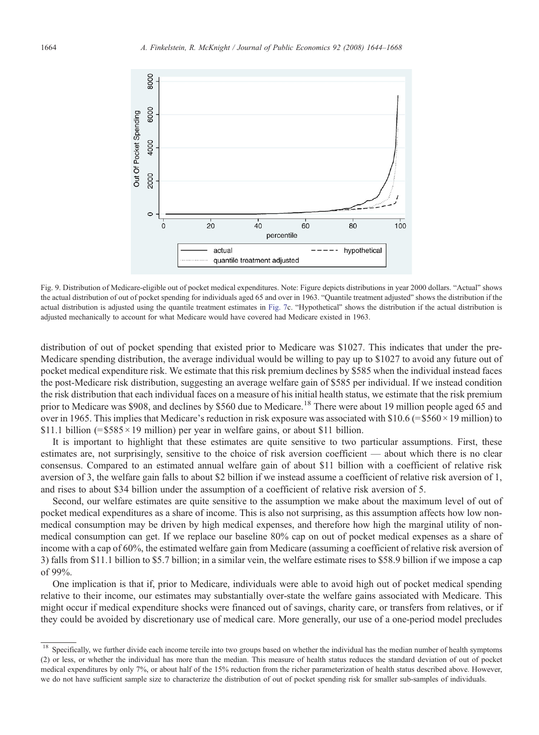Fig. 9. Distribution of Medicare-eligible out of pocket medical expenditures. Note: Figure depicts distributions in year 2000 dollars. "Actual" shows the actual distribution of out of pocket spending for individuals aged 65 and over in 1963. "Quantile treatment adjusted" shows the distribution if the actual distribution is adjusted using the quantile treatment estimates in Fig. 7c. "Hypothetical" shows the distribution if the actual distribution is adjusted mechanically to account for what Medicare would have covered had Medicare existed in 1963.

distribution of out of pocket spending that existed prior to Medicare was \$1027. This indicates that under the pre-Medicare spending distribution, the average individual would be willing to pay up to \$1027 to avoid any future out of pocket medical expenditure risk. We estimate that this risk premium declines by \$585 when the individual instead faces the post-Medicare risk distribution, suggesting an average welfare gain of \$585 per individual. If we instead condition the risk distribution that each individual faces on a measure of his initial health status, we estimate that the risk premium prior to Medicare was \$908, and declines by \$560 due to Medicare.[18] There were about 19 million people aged 65 and over in 1965. This implies that Medicare's reduction in risk exposure was associated with \$10.6 (=\$560 × 19 million) to \$11.1 billion (=\$585 × 19 million) per year in welfare gains, or about \$11 billion.

It is important to highlight that these estimates are quite sensitive to two particular assumptions. First, these estimates are, not surprisingly, sensitive to the choice of risk aversion coefficient — about which there is no clear consensus. Compared to an estimated annual welfare gain of about \$11 billion with a coefficient of relative risk aversion of 3, the welfare gain falls to about \$2 billion if we instead assume a coefficient of relative risk aversion of 1, and rises to about \$34 billion under the assumption of a coefficient of relative risk aversion of 5.

Second, our welfare estimates are quite sensitive to the assumption we make about the maximum level of out of pocket medical expenditures as a share of income. This is also not surprising, as this assumption affects how low non-medical consumption may be driven by high medical expenses, and therefore how high the marginal utility of non-medical consumption can get. If we replace our baseline 80% cap on out of pocket medical expenses as a share of income with a cap of 60%, the estimated welfare gain from Medicare (assuming a coefficient of relative risk aversion of 3) falls from \$11.1 billion to \$5.7 billion; in a similar vein, the welfare estimate rises to \$58.9 billion if we impose a cap of 99%.

One implication is that if, prior to Medicare, individuals were able to avoid high out of pocket medical spending relative to their income, our estimates may substantially over-state the welfare gains associated with Medicare. This might occur if medical expenditure shocks were financed out of savings, charity care, or transfers from relatives, or if they could be avoided by discretionary use of medical care. More generally, our use of a one-period model precludes

[18] Specifically, we further divide each income tercile into two groups based on whether the individual has the median number of health symptoms (2) or less, or whether the individual has more than the median. This measure of health status reduces the standard deviation of out of pocket medical expenditures by only 7%, or about half of the 15% reduction from the richer parameterization of health status described above. However, we do not have sufficient sample size to characterize the distribution of out of pocket spending risk for smaller sub-samples of individuals.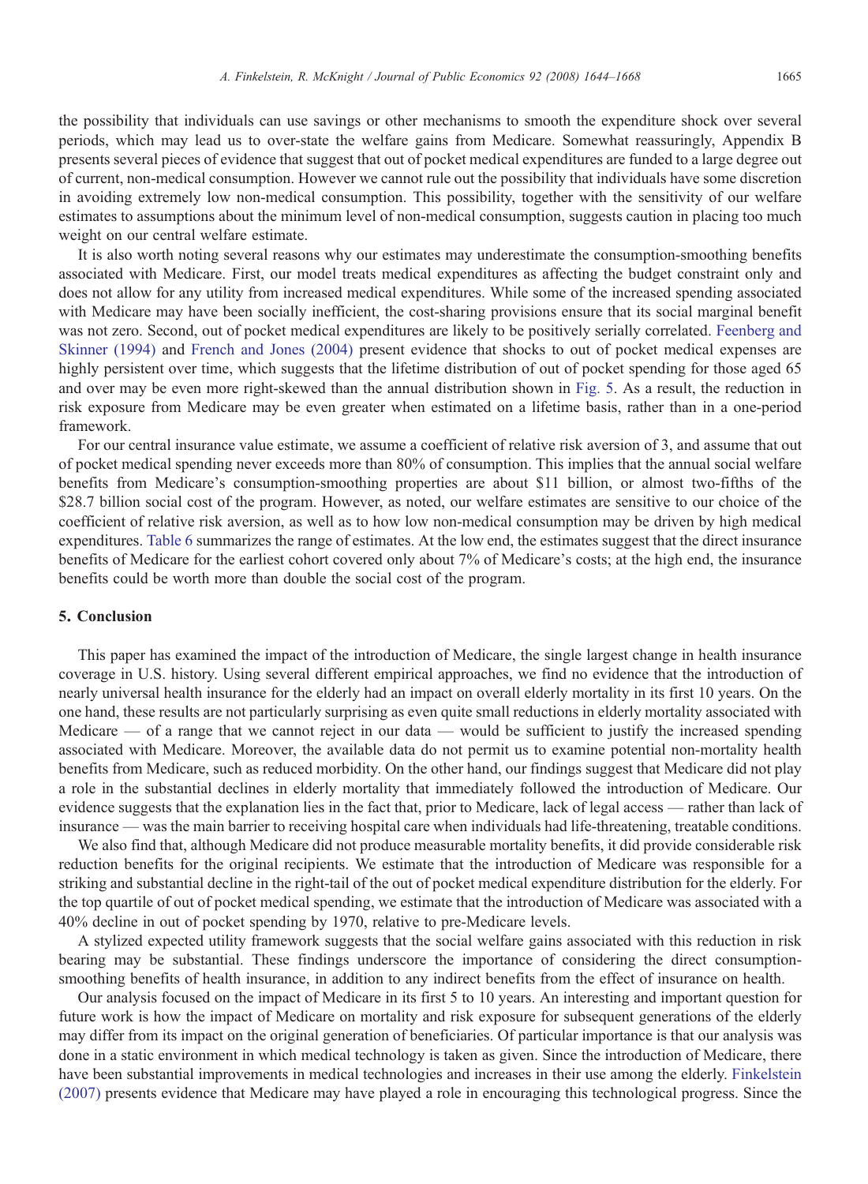the possibility that individuals can use savings or other mechanisms to smooth the expenditure shock over several periods, which may lead us to over-state the welfare gains from Medicare. Somewhat reassuringly, Appendix B presents several pieces of evidence that suggest that out of pocket medical expenditures are funded to a large degree out of current, non-medical consumption. However we cannot rule out the possibility that individuals have some discretion in avoiding extremely low non-medical consumption. This possibility, together with the sensitivity of our welfare estimates to assumptions about the minimum level of non-medical consumption, suggests caution in placing too much weight on our central welfare estimate.

It is also worth noting several reasons why our estimates may underestimate the consumption-smoothing benefits associated with Medicare. First, our model treats medical expenditures as affecting the budget constraint only and does not allow for any utility from increased medical expenditures. While some of the increased spending associated with Medicare may have been socially inefficient, the cost-sharing provisions ensure that its social marginal benefit was not zero. Second, out of pocket medical expenditures are likely to be positively serially correlated. Feenberg and Skinner (1994) and French and Jones (2004) present evidence that shocks to out of pocket medical expenses are highly persistent over time, which suggests that the lifetime distribution of out of pocket spending for those aged 65 and over may be even more right-skewed than the annual distribution shown in Fig. 5. As a result, the reduction in risk exposure from Medicare may be even greater when estimated on a lifetime basis, rather than in a one-period framework.

For our central insurance value estimate, we assume a coefficient of relative risk aversion of 3, and assume that out of pocket medical spending never exceeds more than 80% of consumption. This implies that the annual social welfare benefits from Medicare's consumption-smoothing properties are about \$11 billion, or almost two-fifths of the \$28.7 billion social cost of the program. However, as noted, our welfare estimates are sensitive to our choice of the coefficient of relative risk aversion, as well as to how low non-medical consumption may be driven by high medical expenditures. Table 6 summarizes the range of estimates. At the low end, the estimates suggest that the direct insurance benefits of Medicare for the earliest cohort covered only about 7% of Medicare's costs; at the high end, the insurance benefits could be worth more than double the social cost of the program.

## 5. Conclusion

This paper has examined the impact of the introduction of Medicare, the single largest change in health insurance coverage in U.S. history. Using several different empirical approaches, we find no evidence that the introduction of nearly universal health insurance for the elderly had an impact on overall elderly mortality in its first 10 years. On the one hand, these results are not particularly surprising as even quite small reductions in elderly mortality associated with Medicare — of a range that we cannot reject in our data — would be sufficient to justify the increased spending associated with Medicare. Moreover, the available data do not permit us to examine potential non-mortality health benefits from Medicare, such as reduced morbidity. On the other hand, our findings suggest that Medicare did not play a role in the substantial declines in elderly mortality that immediately followed the introduction of Medicare. Our evidence suggests that the explanation lies in the fact that, prior to Medicare, lack of legal access — rather than lack of insurance — was the main barrier to receiving hospital care when individuals had life-threatening, treatable conditions.

We also find that, although Medicare did not produce measurable mortality benefits, it did provide considerable risk reduction benefits for the original recipients. We estimate that the introduction of Medicare was responsible for a striking and substantial decline in the right-tail of the out of pocket medical expenditure distribution for the elderly. For the top quartile of out of pocket medical spending, we estimate that the introduction of Medicare was associated with a 40% decline in out of pocket spending by 1970, relative to pre-Medicare levels.

A stylized expected utility framework suggests that the social welfare gains associated with this reduction in risk bearing may be substantial. These findings underscore the importance of considering the direct consumption-smoothing benefits of health insurance, in addition to any indirect benefits from the effect of insurance on health.

Our analysis focused on the impact of Medicare in its first 5 to 10 years. An interesting and important question for future work is how the impact of Medicare on mortality and risk exposure for subsequent generations of the elderly may differ from its impact on the original generation of beneficiaries. Of particular importance is that our analysis was done in a static environment in which medical technology is taken as given. Since the introduction of Medicare, there have been substantial improvements in medical technologies and increases in their use among the elderly. Finkelstein (2007) presents evidence that Medicare may have played a role in encouraging this technological progress. Since the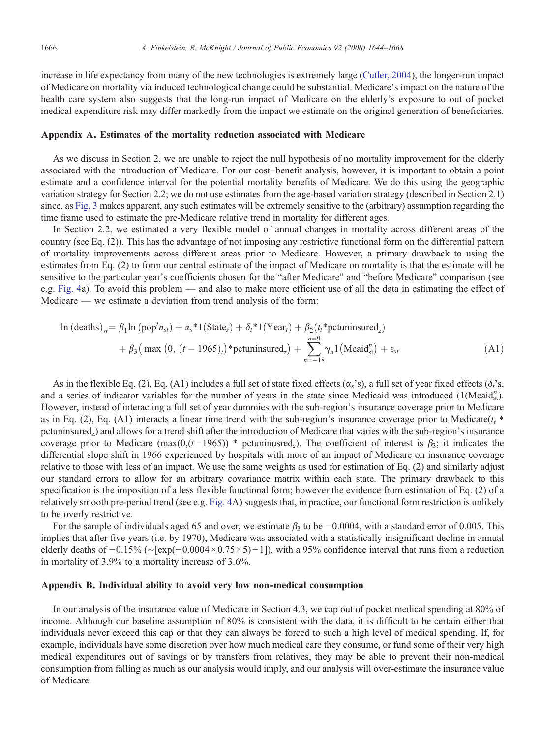increase in life expectancy from many of the new technologies is extremely large (Cutler, 2004), the longer-run impact of Medicare on mortality via induced technological change could be substantial. Medicare's impact on the nature of the health care system also suggests that the long-run impact of Medicare on the elderly's exposure to out of pocket medical expenditure risk may differ markedly from the impact we estimate on the original generation of beneficiaries.

## Appendix A. Estimates of the mortality reduction associated with Medicare

As we discuss in Section 2, we are unable to reject the null hypothesis of no mortality improvement for the elderly associated with the introduction of Medicare. For our cost–benefit analysis, however, it is important to obtain a point estimate and a confidence interval for the potential mortality benefits of Medicare. We do this using the geographic variation strategy for Section 2.2; we do not use estimates from the age-based variation strategy (described in Section 2.1) since, as Fig. 3 makes apparent, any such estimates will be extremely sensitive to the (arbitrary) assumption regarding the time frame used to estimate the pre-Medicare relative trend in mortality for different ages.

In Section 2.2, we estimated a very flexible model of annual changes in mortality across different areas of the country (see Eq. (2)). This has the advantage of not imposing any restrictive functional form on the differential pattern of mortality improvements across different areas prior to Medicare. However, a primary drawback to using the estimates from Eq. (2) to form our central estimate of the impact of Medicare on mortality is that the estimate will be sensitive to the particular year's coefficients chosen for the "after Medicare" and "before Medicare" comparison (see e.g. Fig. 4a). To avoid this problem — and also to make more efficient use of all the data in estimating the effect of Medicare — we estimate a deviation from trend analysis of the form:

$$\ln(\text{deaths})_{st} = \beta_1 \ln(\text{pop}'n_{st}) + \alpha_s * 1(\text{State}_s) + \delta_t * 1(\text{Year}_t) + \beta_2(t_t * \text{pctuninsured}_z) + \beta_3(\max(0,\ (t-1965)_t) * \text{pctuninsured}_z) + \sum_{n=-18}^{n=9} \gamma_n 1(\text{Mcaid}_{st}^{n}) + \varepsilon_{st} \tag{A1}$$

As in the flexible Eq. (2), Eq. (A1) includes a full set of state fixed effects ($\alpha_s$'s), a full set of year fixed effects ($\delta_t$'s, and a series of indicator variables for the number of years in the state since Medicaid was introduced ($1(\text{Mcaid}_{st}^{n})$). However, instead of interacting a full set of year dummies with the sub-region's insurance coverage prior to Medicare as in Eq. (2), Eq. (A1) interacts a linear time trend with the sub-region's insurance coverage prior to Medicare($t_t$ * pctuninsured$_z$) and allows for a trend shift after the introduction of Medicare that varies with the sub-region's insurance coverage prior to Medicare ($\max(0,(t-1965))$ * pctuninusred$_z$). The coefficient of interest is $\beta_3$; it indicates the differential slope shift in 1966 experienced by hospitals with more of an impact of Medicare on insurance coverage relative to those with less of an impact. We use the same weights as used for estimation of Eq. (2) and similarly adjust our standard errors to allow for an arbitrary covariance matrix within each state. The primary drawback to this specification is the imposition of a less flexible functional form; however the evidence from estimation of Eq. (2) of a relatively smooth pre-period trend (see e.g. Fig. 4A) suggests that, in practice, our functional form restriction is unlikely to be overly restrictive.

For the sample of individuals aged 65 and over, we estimate $\beta_3$ to be $-0.0004$, with a standard error of 0.005. This implies that after five years (i.e. by 1970), Medicare was associated with a statistically insignificant decline in annual elderly deaths of $-0.15\%$ ($\sim[\exp(-0.0004 \times 0.75 \times 5) - 1]$), with a 95% confidence interval that runs from a reduction in mortality of 3.9% to a mortality increase of 3.6%.

## Appendix B. Individual ability to avoid very low non-medical consumption

In our analysis of the insurance value of Medicare in Section 4.3, we cap out of pocket medical spending at 80% of income. Although our baseline assumption of 80% is consistent with the data, it is difficult to be certain either that individuals never exceed this cap or that they can always be forced to such a high level of medical spending. If, for example, individuals have some discretion over how much medical care they consume, or fund some of their very high medical expenditures out of savings or by transfers from relatives, they may be able to prevent their non-medical consumption from falling as much as our analysis would imply, and our analysis will over-estimate the insurance value of Medicare.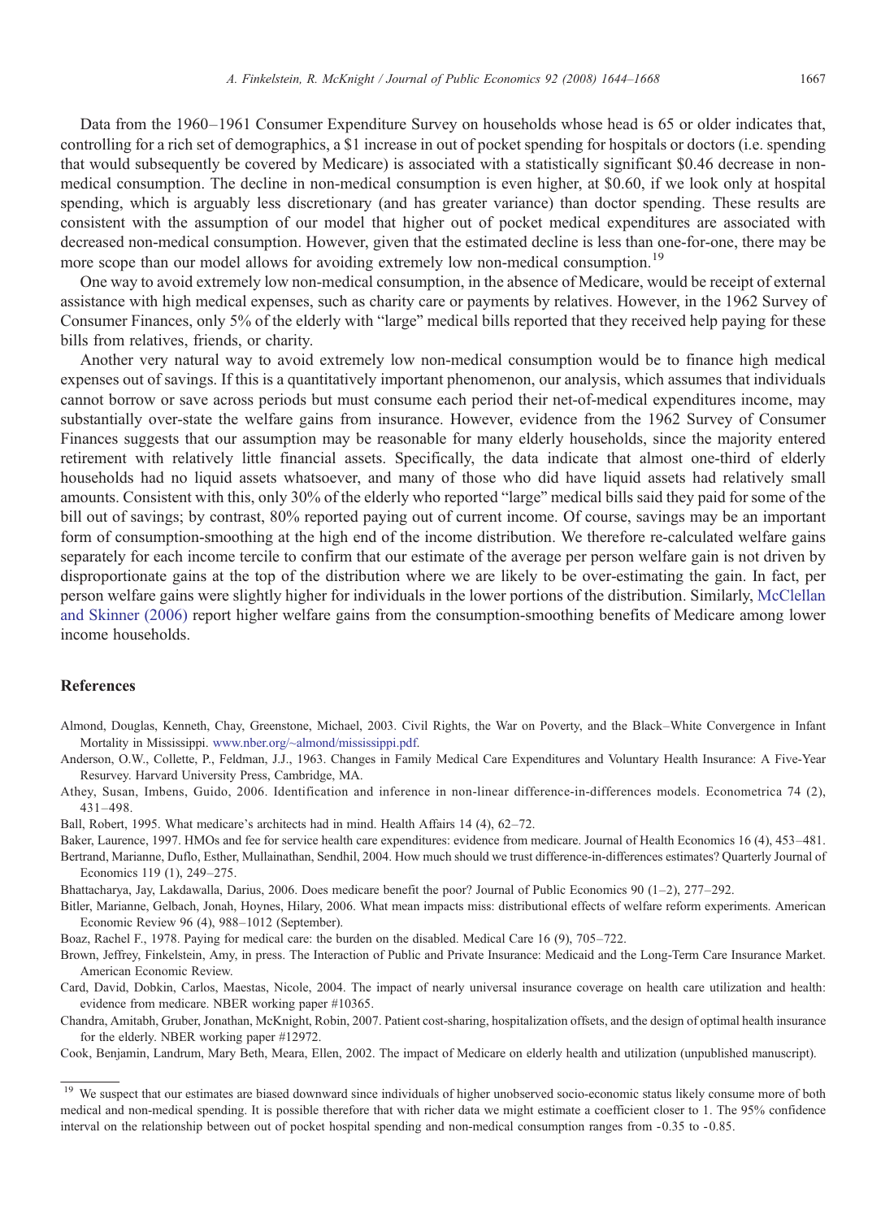Data from the 1960–1961 Consumer Expenditure Survey on households whose head is 65 or older indicates that, controlling for a rich set of demographics, a $1 increase in out of pocket spending for hospitals or doctors (i.e. spending that would subsequently be covered by Medicare) is associated with a statistically significant $0.46 decrease in non-medical consumption. The decline in non-medical consumption is even higher, at $0.60, if we look only at hospital spending, which is arguably less discretionary (and has greater variance) than doctor spending. These results are consistent with the assumption of our model that higher out of pocket medical expenditures are associated with decreased non-medical consumption. However, given that the estimated decline is less than one-for-one, there may be more scope than our model allows for avoiding extremely low non-medical consumption.[19]

One way to avoid extremely low non-medical consumption, in the absence of Medicare, would be receipt of external assistance with high medical expenses, such as charity care or payments by relatives. However, in the 1962 Survey of Consumer Finances, only 5% of the elderly with "large" medical bills reported that they received help paying for these bills from relatives, friends, or charity.

Another very natural way to avoid extremely low non-medical consumption would be to finance high medical expenses out of savings. If this is a quantitatively important phenomenon, our analysis, which assumes that individuals cannot borrow or save across periods but must consume each period their net-of-medical expenditures income, may substantially over-state the welfare gains from insurance. However, evidence from the 1962 Survey of Consumer Finances suggests that our assumption may be reasonable for many elderly households, since the majority entered retirement with relatively little financial assets. Specifically, the data indicate that almost one-third of elderly households had no liquid assets whatsoever, and many of those who did have liquid assets had relatively small amounts. Consistent with this, only 30% of the elderly who reported "large" medical bills said they paid for some of the bill out of savings; by contrast, 80% reported paying out of current income. Of course, savings may be an important form of consumption-smoothing at the high end of the income distribution. We therefore re-calculated welfare gains separately for each income tercile to confirm that our estimate of the average per person welfare gain is not driven by disproportionate gains at the top of the distribution where we are likely to be over-estimating the gain. In fact, per person welfare gains were slightly higher for individuals in the lower portions of the distribution. Similarly, McClellan and Skinner (2006) report higher welfare gains from the consumption-smoothing benefits of Medicare among lower income households.

## References

Almond, Douglas, Kenneth, Chay, Greenstone, Michael, 2003. Civil Rights, the War on Poverty, and the Black–White Convergence in Infant Mortality in Mississippi. www.nber.org/~almond/mississippi.pdf.

Anderson, O.W., Collette, P., Feldman, J.J., 1963. Changes in Family Medical Care Expenditures and Voluntary Health Insurance: A Five-Year Resurvey. Harvard University Press, Cambridge, MA.

Athey, Susan, Imbens, Guido, 2006. Identification and inference in non-linear difference-in-differences models. Econometrica 74 (2), 431–498.

Ball, Robert, 1995. What medicare's architects had in mind. Health Affairs 14 (4), 62–72.

Baker, Laurence, 1997. HMOs and fee for service health care expenditures: evidence from medicare. Journal of Health Economics 16 (4), 453–481.

Bertrand, Marianne, Duflo, Esther, Mullainathan, Sendhil, 2004. How much should we trust difference-in-differences estimates? Quarterly Journal of Economics 119 (1), 249–275.

Bhattacharya, Jay, Lakdawalla, Darius, 2006. Does medicare benefit the poor? Journal of Public Economics 90 (1–2), 277–292.

Bitler, Marianne, Gelbach, Jonah, Hoynes, Hilary, 2006. What mean impacts miss: distributional effects of welfare reform experiments. American Economic Review 96 (4), 988–1012 (September).

Boaz, Rachel F., 1978. Paying for medical care: the burden on the disabled. Medical Care 16 (9), 705–722.

Brown, Jeffrey, Finkelstein, Amy, in press. The Interaction of Public and Private Insurance: Medicaid and the Long-Term Care Insurance Market. American Economic Review.

Card, David, Dobkin, Carlos, Maestas, Nicole, 2004. The impact of nearly universal insurance coverage on health care utilization and health: evidence from medicare. NBER working paper #10365.

Chandra, Amitabh, Gruber, Jonathan, McKnight, Robin, 2007. Patient cost-sharing, hospitalization offsets, and the design of optimal health insurance for the elderly. NBER working paper #12972.

Cook, Benjamin, Landrum, Mary Beth, Meara, Ellen, 2002. The impact of Medicare on elderly health and utilization (unpublished manuscript).

[19] We suspect that our estimates are biased downward since individuals of higher unobserved socio-economic status likely consume more of both medical and non-medical spending. It is possible therefore that with richer data we might estimate a coefficient closer to 1. The 95% confidence interval on the relationship between out of pocket hospital spending and non-medical consumption ranges from -0.35 to -0.85.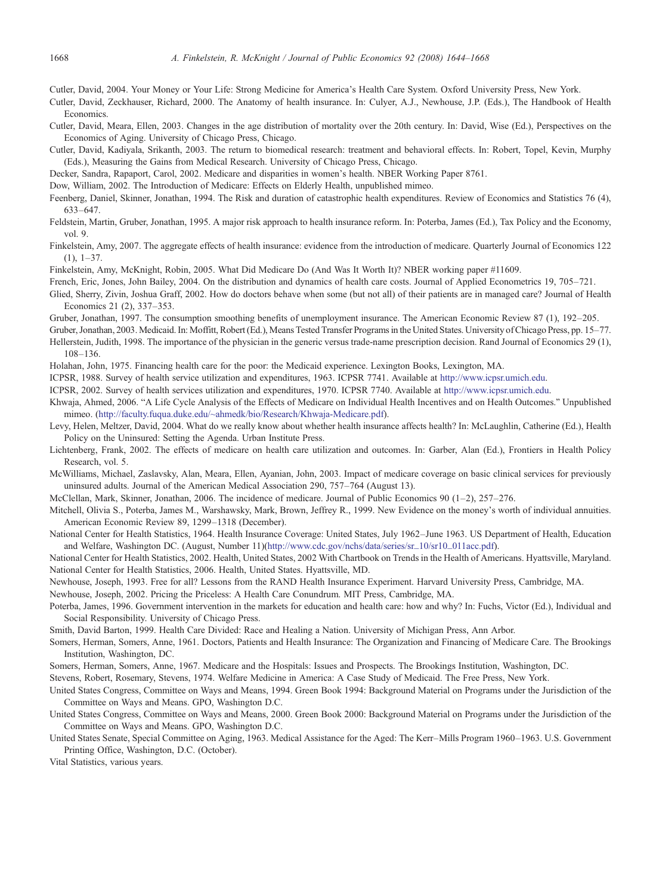Cutler, David, 2004. Your Money or Your Life: Strong Medicine for America's Health Care System. Oxford University Press, New York.

Cutler, David, Zeckhauser, Richard, 2000. The Anatomy of health insurance. In: Culyer, A.J., Newhouse, J.P. (Eds.), The Handbook of Health Economics.

Cutler, David, Meara, Ellen, 2003. Changes in the age distribution of mortality over the 20th century. In: David, Wise (Ed.), Perspectives on the Economics of Aging. University of Chicago Press, Chicago.

Cutler, David, Kadiyala, Srikanth, 2003. The return to biomedical research: treatment and behavioral effects. In: Robert, Topel, Kevin, Murphy (Eds.), Measuring the Gains from Medical Research. University of Chicago Press, Chicago.

Decker, Sandra, Rapaport, Carol, 2002. Medicare and disparities in women's health. NBER Working Paper 8761.

Dow, William, 2002. The Introduction of Medicare: Effects on Elderly Health, unpublished mimeo.

Feenberg, Daniel, Skinner, Jonathan, 1994. The Risk and duration of catastrophic health expenditures. Review of Economics and Statistics 76 (4), 633–647.

Feldstein, Martin, Gruber, Jonathan, 1995. A major risk approach to health insurance reform. In: Poterba, James (Ed.), Tax Policy and the Economy, vol. 9.

Finkelstein, Amy, 2007. The aggregate effects of health insurance: evidence from the introduction of medicare. Quarterly Journal of Economics 122 (1), 1–37.

Finkelstein, Amy, McKnight, Robin, 2005. What Did Medicare Do (And Was It Worth It)? NBER working paper #11609.

French, Eric, Jones, John Bailey, 2004. On the distribution and dynamics of health care costs. Journal of Applied Econometrics 19, 705–721.

Glied, Sherry, Zivin, Joshua Graff, 2002. How do doctors behave when some (but not all) of their patients are in managed care? Journal of Health Economics 21 (2), 337–353.

Gruber, Jonathan, 1997. The consumption smoothing benefits of unemployment insurance. The American Economic Review 87 (1), 192–205.

Gruber, Jonathan, 2003. Medicaid. In: Moffitt, Robert (Ed.), Means Tested Transfer Programs in the United States. University of Chicago Press, pp. 15–77.

Hellerstein, Judith, 1998. The importance of the physician in the generic versus trade-name prescription decision. Rand Journal of Economics 29 (1), 108–136.

Holahan, John, 1975. Financing health care for the poor: the Medicaid experience. Lexington Books, Lexington, MA.

ICPSR, 1988. Survey of health service utilization and expenditures, 1963. ICPSR 7741. Available at http://www.icpsr.umich.edu.

ICPSR, 2002. Survey of health services utilization and expenditures, 1970. ICPSR 7740. Available at http://www.icpsr.umich.edu.

Khwaja, Ahmed, 2006. "A Life Cycle Analysis of the Effects of Medicare on Individual Health Incentives and on Health Outcomes." Unpublished mimeo. (http://faculty.fuqua.duke.edu/~ahmedk/bio/Research/Khwaja-Medicare.pdf).

Levy, Helen, Meltzer, David, 2004. What do we really know about whether health insurance affects health? In: McLaughlin, Catherine (Ed.), Health Policy on the Uninsured: Setting the Agenda. Urban Institute Press.

Lichtenberg, Frank, 2002. The effects of medicare on health care utilization and outcomes. In: Garber, Alan (Ed.), Frontiers in Health Policy Research, vol. 5.

McWilliams, Michael, Zaslavsky, Alan, Meara, Ellen, Ayanian, John, 2003. Impact of medicare coverage on basic clinical services for previously uninsured adults. Journal of the American Medical Association 290, 757–764 (August 13).

McClellan, Mark, Skinner, Jonathan, 2006. The incidence of medicare. Journal of Public Economics 90 (1–2), 257–276.

Mitchell, Olivia S., Poterba, James M., Warshawsky, Mark, Brown, Jeffrey R., 1999. New Evidence on the money's worth of individual annuities. American Economic Review 89, 1299–1318 (December).

National Center for Health Statistics, 1964. Health Insurance Coverage: United States, July 1962–June 1963. US Department of Health, Education and Welfare, Washington DC. (August, Number 11)(http://www.cdc.gov/nchs/data/series/sr_10/sr10_011acc.pdf).

National Center for Health Statistics, 2002. Health, United States, 2002 With Chartbook on Trends in the Health of Americans. Hyattsville, Maryland.

National Center for Health Statistics, 2006. Health, United States. Hyattsville, MD.

Newhouse, Joseph, 1993. Free for all? Lessons from the RAND Health Insurance Experiment. Harvard University Press, Cambridge, MA.

Newhouse, Joseph, 2002. Pricing the Priceless: A Health Care Conundrum. MIT Press, Cambridge, MA.

Poterba, James, 1996. Government intervention in the markets for education and health care: how and why? In: Fuchs, Victor (Ed.), Individual and Social Responsibility. University of Chicago Press.

Smith, David Barton, 1999. Health Care Divided: Race and Healing a Nation. University of Michigan Press, Ann Arbor.

Somers, Herman, Somers, Anne, 1961. Doctors, Patients and Health Insurance: The Organization and Financing of Medicare Care. The Brookings Institution, Washington, DC.

Somers, Herman, Somers, Anne, 1967. Medicare and the Hospitals: Issues and Prospects. The Brookings Institution, Washington, DC.

Stevens, Robert, Rosemary, Stevens, 1974. Welfare Medicine in America: A Case Study of Medicaid. The Free Press, New York.

United States Congress, Committee on Ways and Means, 1994. Green Book 1994: Background Material on Programs under the Jurisdiction of the Committee on Ways and Means. GPO, Washington D.C.

United States Congress, Committee on Ways and Means, 2000. Green Book 2000: Background Material on Programs under the Jurisdiction of the Committee on Ways and Means. GPO, Washington D.C.

United States Senate, Special Committee on Aging, 1963. Medical Assistance for the Aged: The Kerr–Mills Program 1960–1963. U.S. Government Printing Office, Washington, D.C. (October).

Vital Statistics, various years.